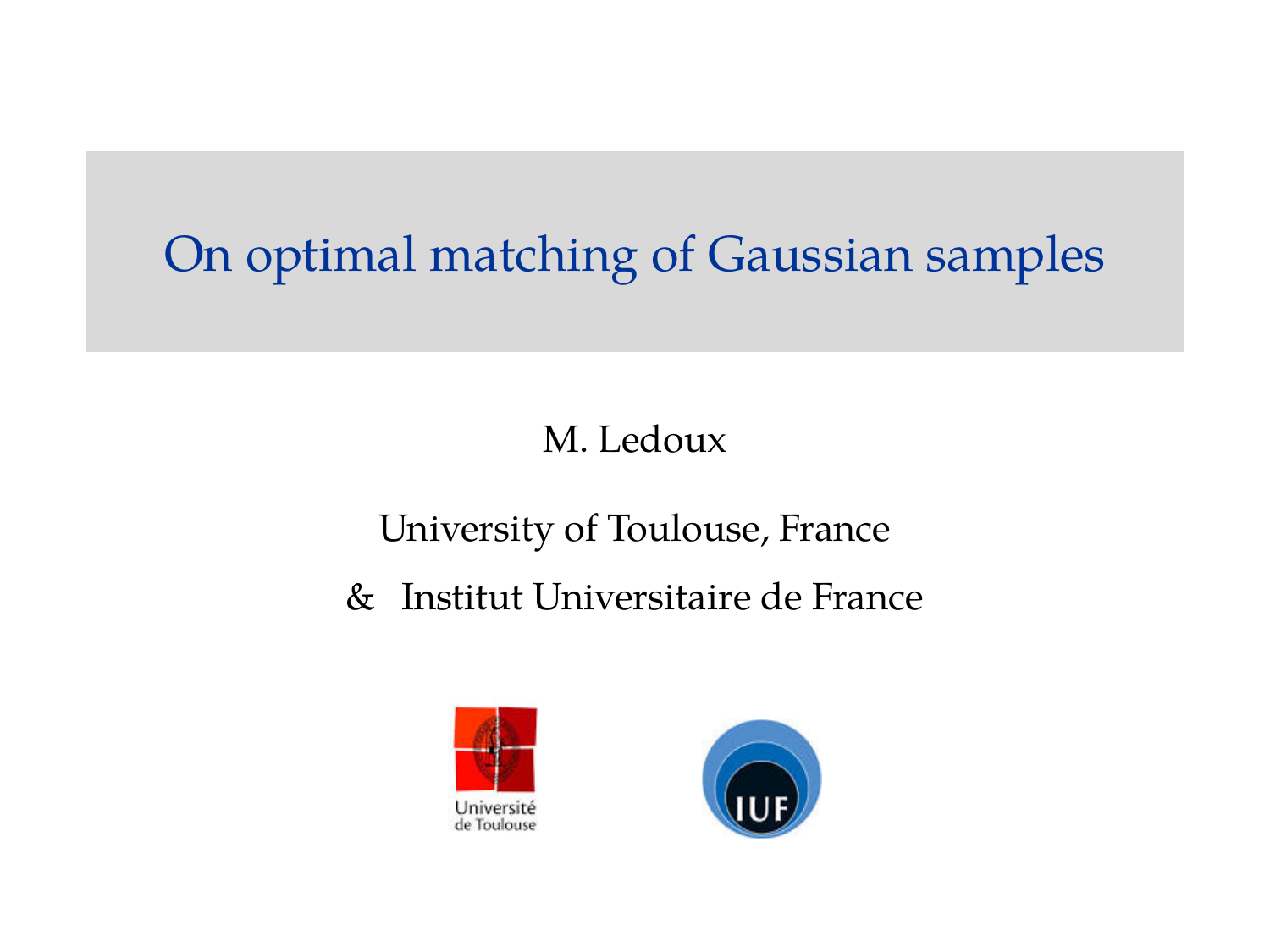# On optimal matching of Gaussian samples

M. Ledoux

University of Toulouse, France

& Institut Universitaire de France

Université de Toulouse

IUF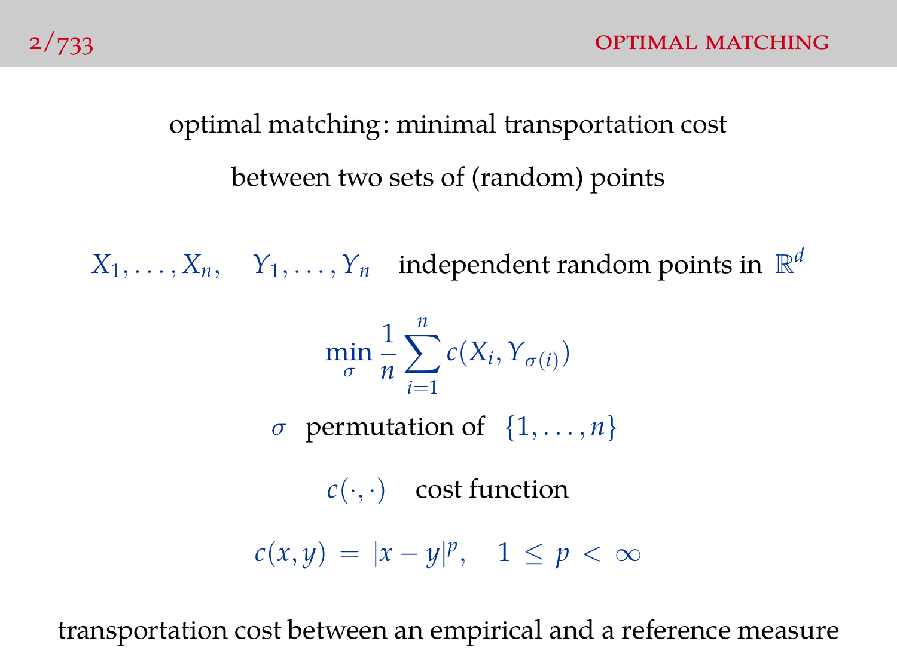optimal matching: minimal transportation cost

between two sets of (random) points

$X_1, \ldots, X_n, \quad Y_1, \ldots, Y_n$ independent random points in $\mathbb{R}^d$

$$\min_{\sigma} \frac{1}{n} \sum_{i=1}^{n} c(X_i, Y_{\sigma(i)})$$

$\sigma$ permutation of $\{1, \ldots, n\}$

$c(\cdot, \cdot)$ cost function

$$c(x,y) = |x - y|^p, \quad 1 \leq p < \infty$$

transportation cost between an empirical and a reference measure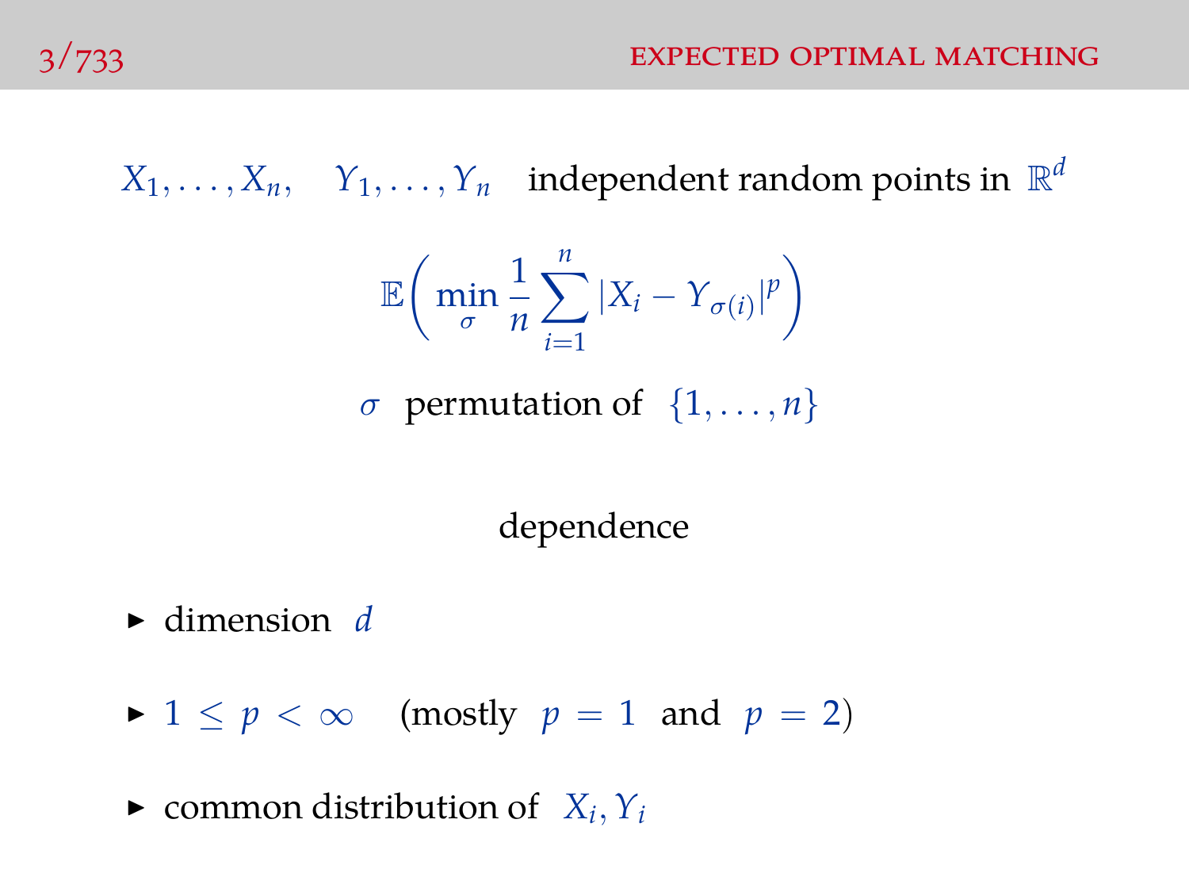$X_1, \ldots, X_n, \quad Y_1, \ldots, Y_n$ independent random points in $\mathbb{R}^d$

$$\mathbb{E}\bigg( \min_{\sigma} \frac{1}{n} \sum_{i=1}^{n} |X_i - Y_{\sigma(i)}|^p \bigg)$$

$\sigma$ permutation of $\{1, \ldots, n\}$

dependence

- dimension $d$
- $1 \leq p < \infty$ (mostly $p = 1$ and $p = 2$)
- common distribution of $X_i, Y_i$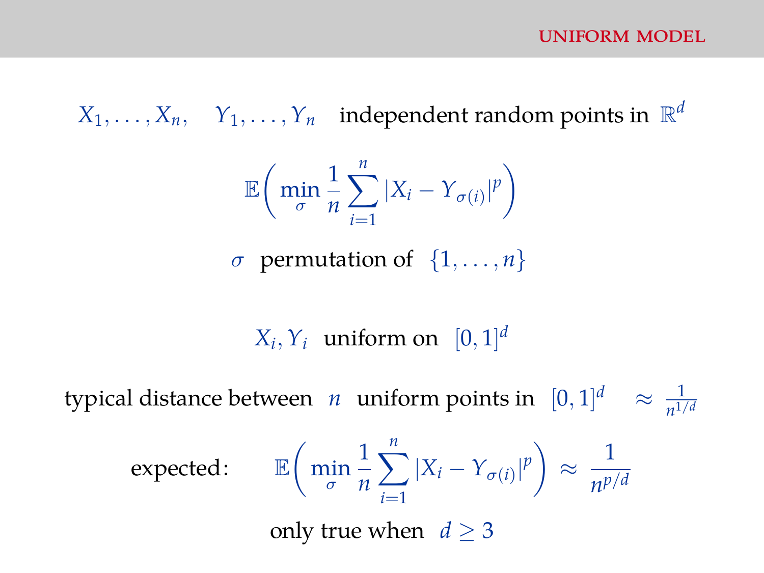## UNIFORM MODEL

$X_1, \ldots, X_n, \quad Y_1, \ldots, Y_n$ independent random points in $\mathbb{R}^d$

$$\mathbb{E}\bigg( \min_{\sigma} \frac{1}{n} \sum_{i=1}^{n} |X_i - Y_{\sigma(i)}|^p \bigg)$$

$\sigma$ permutation of $\{1, \ldots, n\}$

$X_i, Y_i$ uniform on $[0,1]^d$

typical distance between $n$ uniform points in $[0,1]^d \quad \approx \frac{1}{n^{1/d}}$

expected: $$\mathbb{E}\bigg( \min_{\sigma} \frac{1}{n} \sum_{i=1}^{n} |X_i - Y_{\sigma(i)}|^p \bigg) \approx \frac{1}{n^{p/d}}$$

only true when $d \geq 3$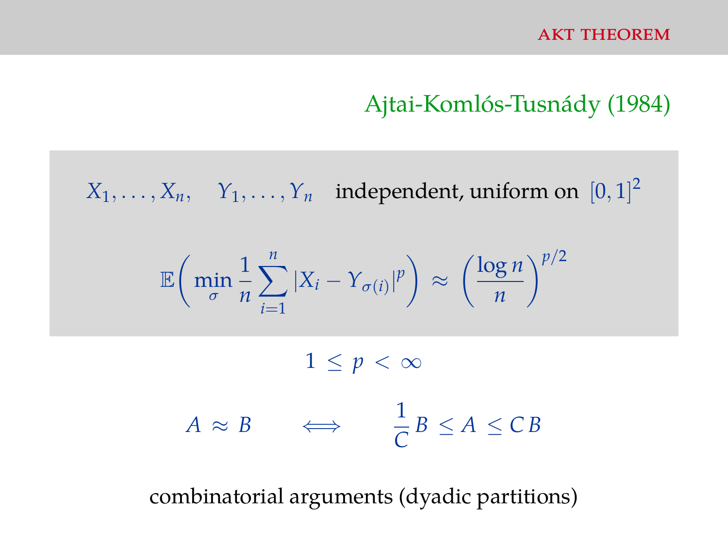## Ajtai-Komlós-Tusnády (1984)

$X_1, \ldots, X_n, \quad Y_1, \ldots, Y_n$ independent, uniform on $[0,1]^2$

$$\mathbb{E}\bigg( \min_{\sigma} \frac{1}{n} \sum_{i=1}^{n} |X_i - Y_{\sigma(i)}|^p \bigg) \approx \left( \frac{\log n}{n} \right)^{p/2}$$

$$1 \leq p < \infty$$

$$A \approx B \qquad \Longleftrightarrow \qquad \frac{1}{C} B \leq A \leq C B$$

combinatorial arguments (dyadic partitions)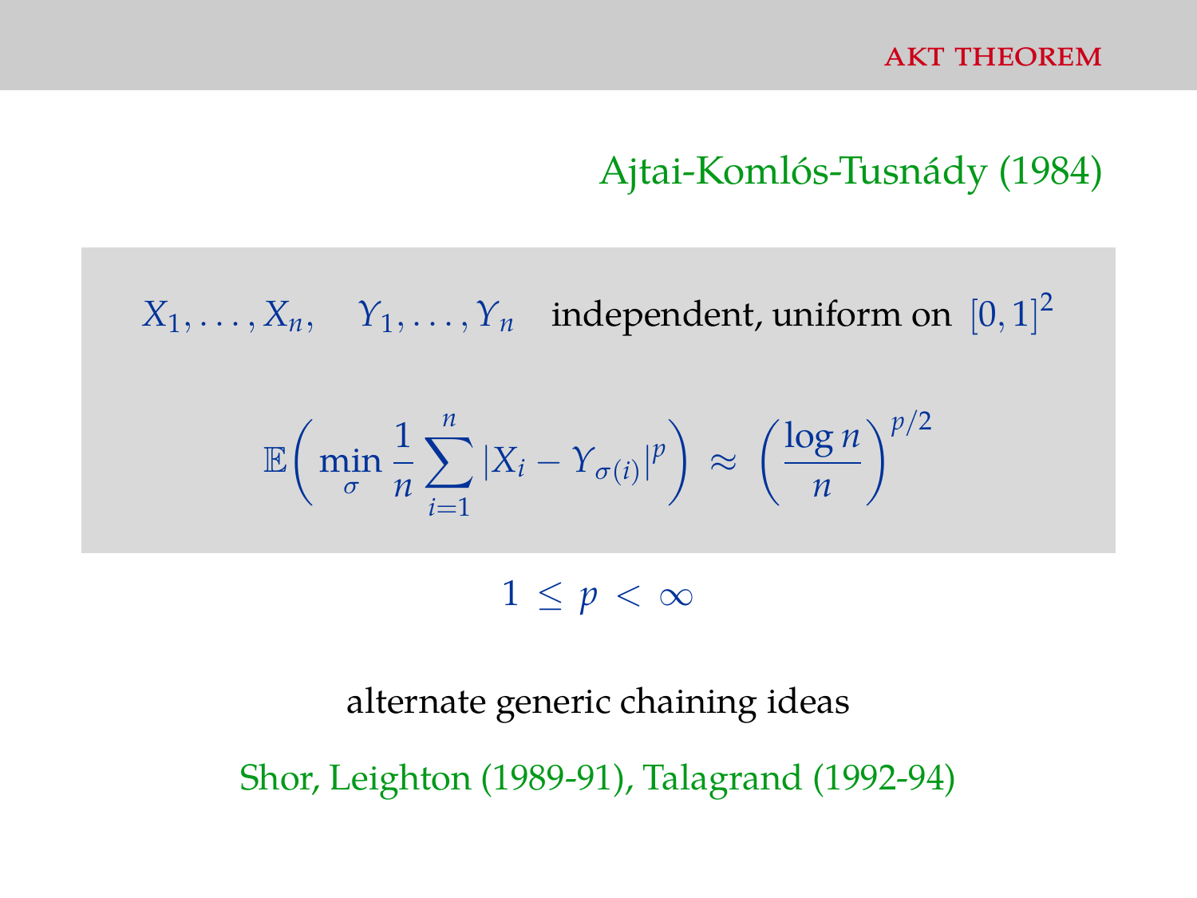# AKT THEOREM

Ajtai-Komlós-Tusnády (1984)

$X_1, \ldots, X_n, \quad Y_1, \ldots, Y_n$ independent, uniform on $[0,1]^2$

$$\mathbb{E}\bigg( \min_{\sigma} \frac{1}{n} \sum_{i=1}^{n} |X_i - Y_{\sigma(i)}|^p \bigg) \approx \bigg( \frac{\log n}{n} \bigg)^{p/2}$$

$$1 \leq p < \infty$$

alternate generic chaining ideas

Shor, Leighton (1989-91), Talagrand (1992-94)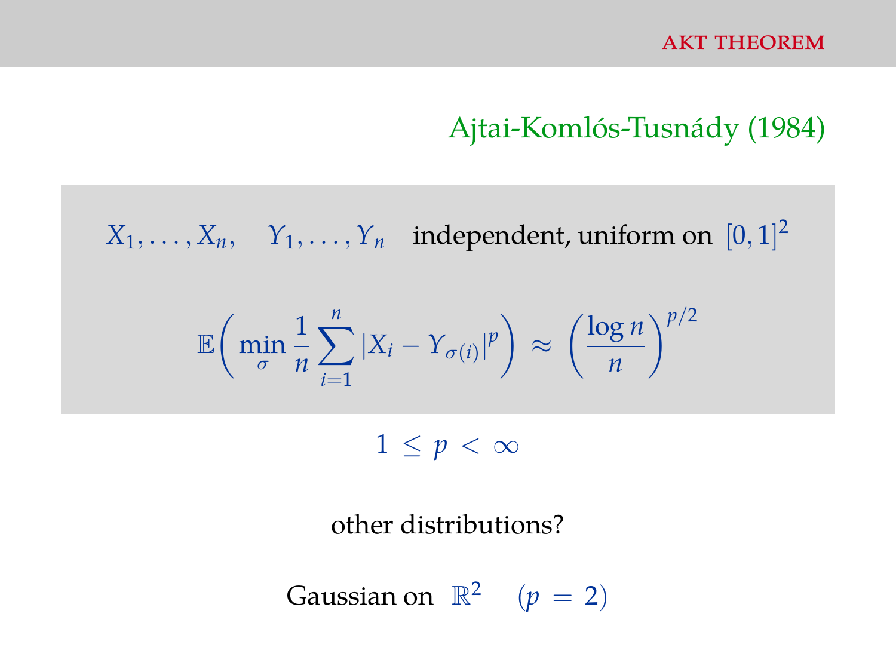# AKT THEOREM

Ajtai-Komlós-Tusnády (1984)

$X_1, \ldots, X_n, \quad Y_1, \ldots, Y_n$ independent, uniform on $[0,1]^2$

$$\mathbb{E}\bigg( \min_{\sigma} \frac{1}{n} \sum_{i=1}^{n} |X_i - Y_{\sigma(i)}|^p \bigg) \approx \left( \frac{\log n}{n} \right)^{p/2}$$

$$1 \leq p < \infty$$

other distributions?

Gaussian on $\mathbb{R}^2 \quad (p = 2)$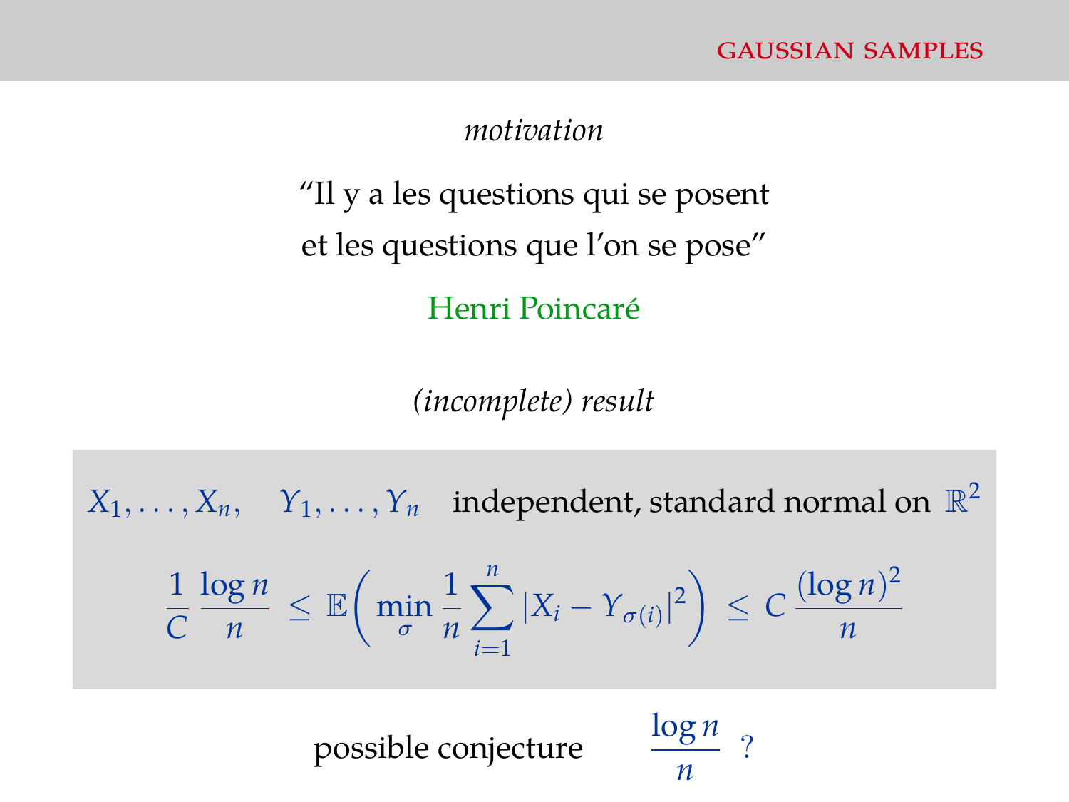*motivation*

"Il y a les questions qui se posent
et les questions que l'on se pose"

Henri Poincaré

*(incomplete) result*

$X_1, \ldots, X_n, \quad Y_1, \ldots, Y_n$ independent, standard normal on $\mathbb{R}^2$

$$\frac{1}{C}\,\frac{\log n}{n} \;\leq\; \mathbb{E}\bigg( \min_{\sigma} \frac{1}{n} \sum_{i=1}^{n} |X_i - Y_{\sigma(i)}|^2 \bigg) \;\leq\; C\,\frac{(\log n)^2}{n}$$

possible conjecture $\quad \dfrac{\log n}{n}$ ?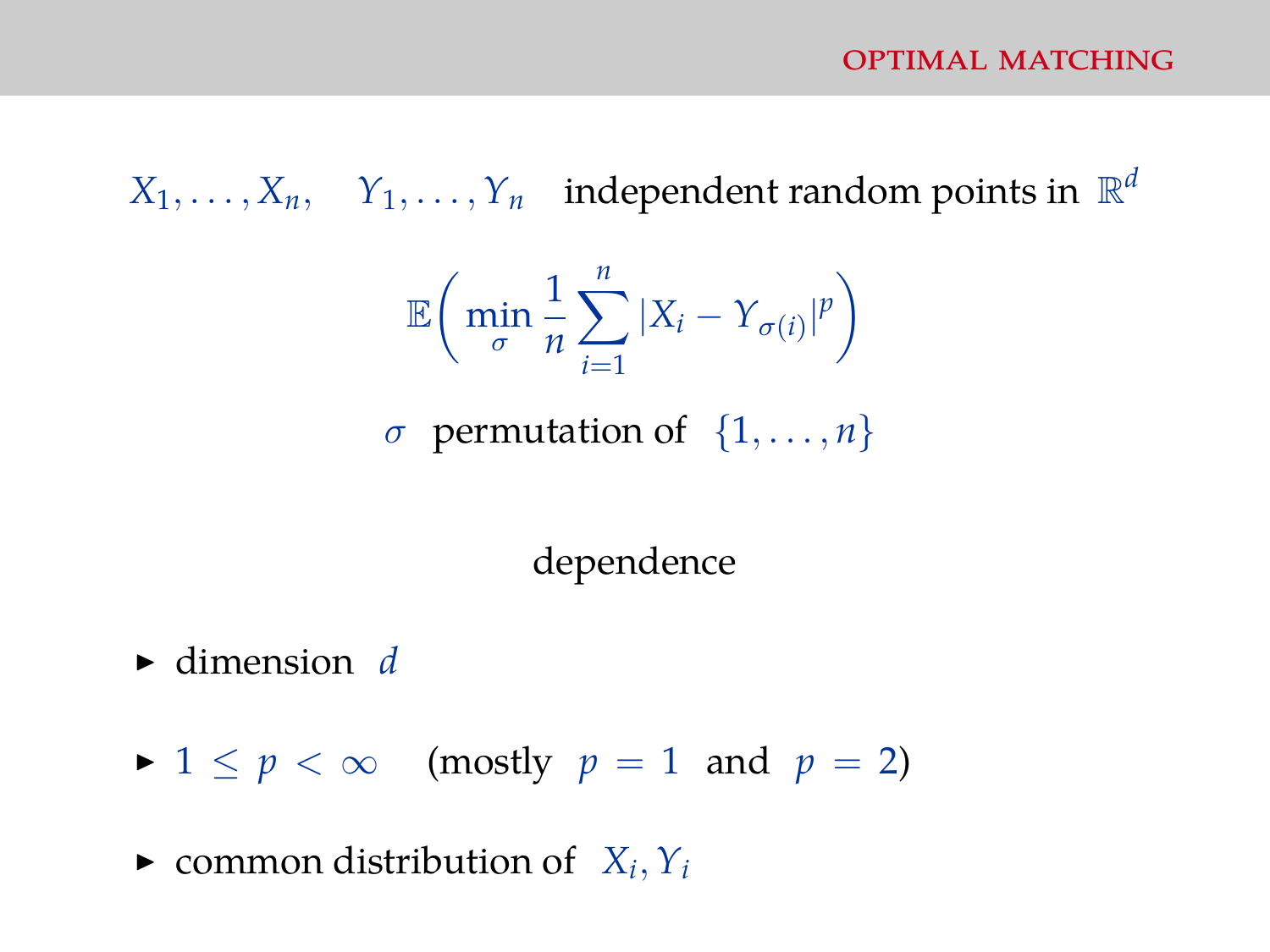## OPTIMAL MATCHING

$X_1, \ldots, X_n, \quad Y_1, \ldots, Y_n$ independent random points in $\mathbb{R}^d$

$$\mathbb{E}\bigg( \min_\sigma \frac{1}{n} \sum_{i=1}^{n} |X_i - Y_{\sigma(i)}|^p \bigg)$$

$\sigma$ permutation of $\{1, \ldots, n\}$

dependence

- dimension $d$
- $1 \leq p < \infty$ (mostly $p = 1$ and $p = 2$)
- common distribution of $X_i, Y_i$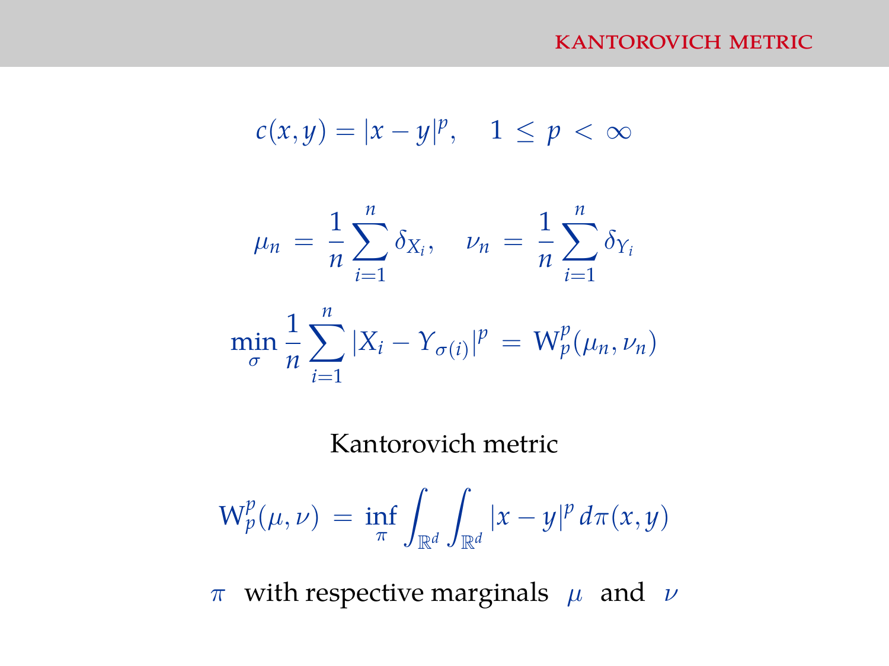## KANTOROVICH METRIC

$$c(x,y) = |x-y|^p, \quad 1 \leq p < \infty$$

$$\mu_n = \frac{1}{n}\sum_{i=1}^{n} \delta_{X_i}, \quad \nu_n = \frac{1}{n}\sum_{i=1}^{n} \delta_{Y_i}$$

$$\min_{\sigma} \frac{1}{n}\sum_{i=1}^{n} |X_i - Y_{\sigma(i)}|^p = \mathrm{W}_p^p(\mu_n, \nu_n)$$

Kantorovich metric

$$\mathrm{W}_p^p(\mu,\nu) = \inf_{\pi} \int_{\mathbb{R}^d}\int_{\mathbb{R}^d} |x-y|^p \, d\pi(x,y)$$

$\pi$ with respective marginals $\mu$ and $\nu$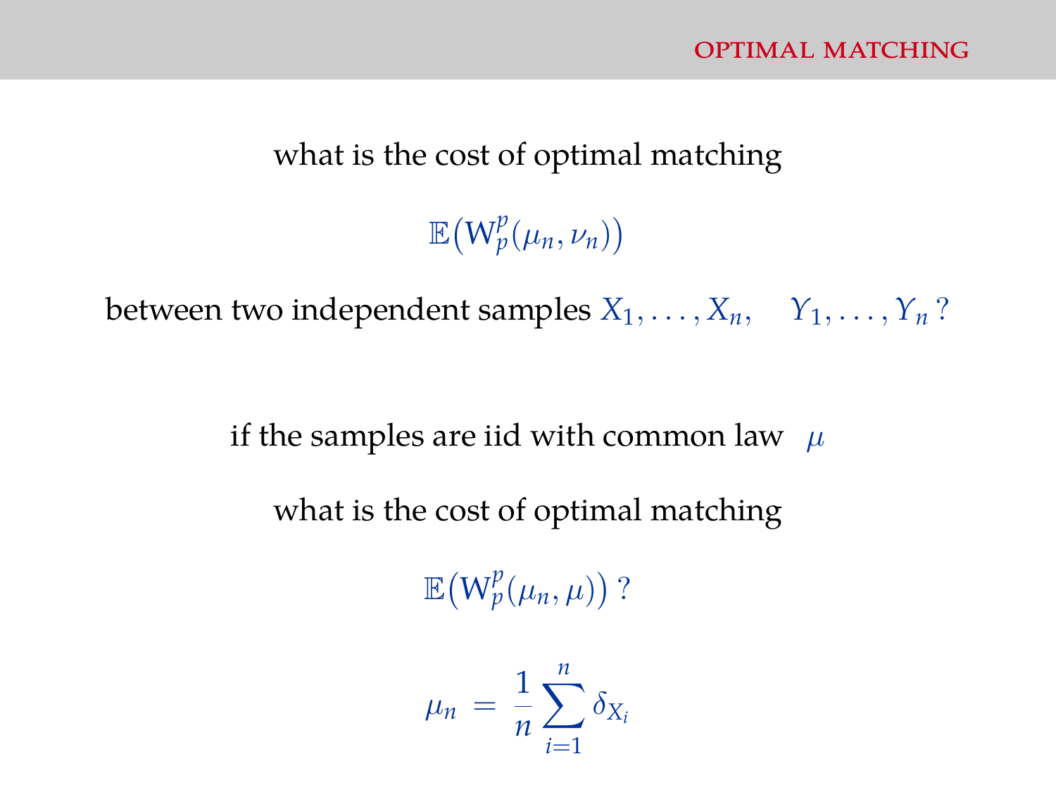# OPTIMAL MATCHING

what is the cost of optimal matching

$$\mathbb{E}\big(\mathrm{W}_p^p(\mu_n, \nu_n)\big)$$

between two independent samples $X_1, \ldots, X_n, \quad Y_1, \ldots, Y_n$ ?

if the samples are iid with common law $\mu$

what is the cost of optimal matching

$$\mathbb{E}\big(\mathrm{W}_p^p(\mu_n, \mu)\big) \; ?$$

$$\mu_n = \frac{1}{n} \sum_{i=1}^{n} \delta_{X_i}$$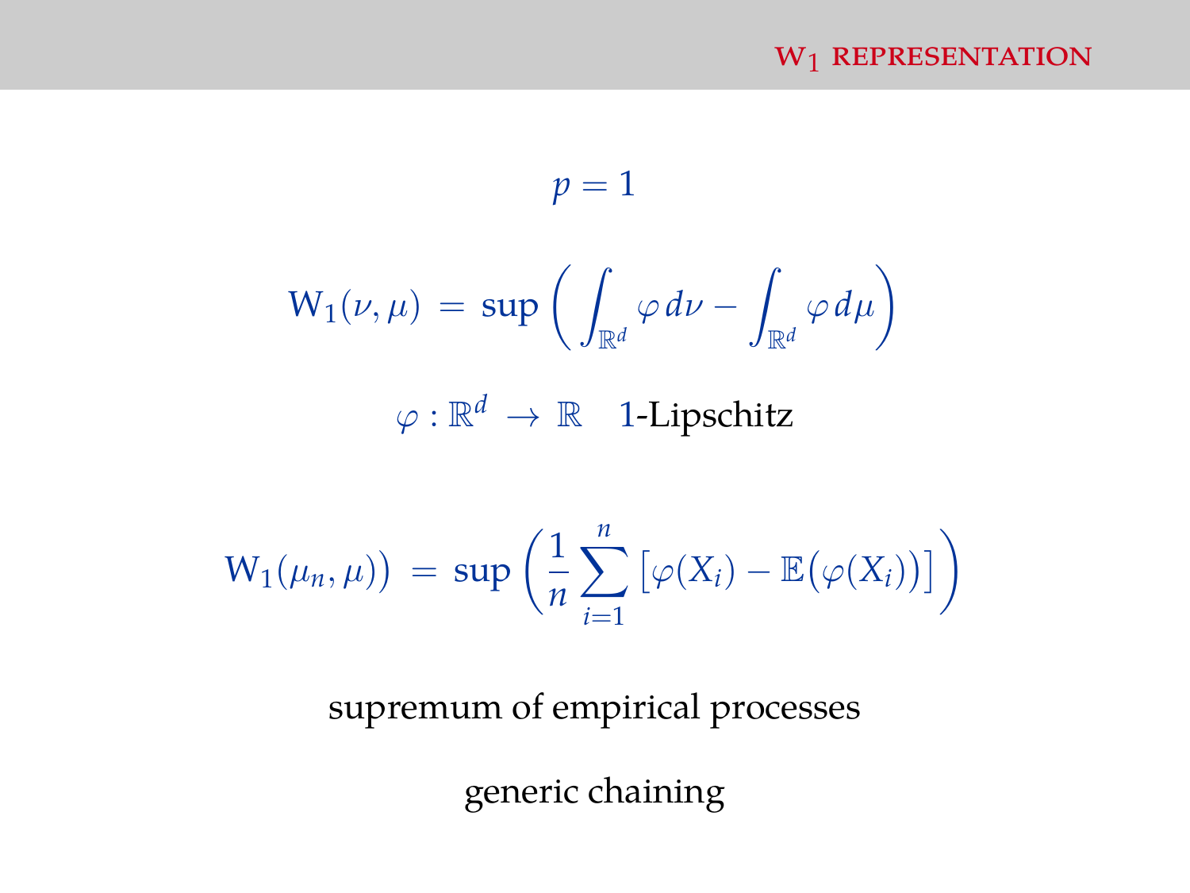## $W_1$ representation

$$p = 1$$

$$W_1(\nu, \mu) \,=\, \sup \left( \int_{\mathbb{R}^d} \varphi \, d\nu - \int_{\mathbb{R}^d} \varphi \, d\mu \right)$$

$\varphi : \mathbb{R}^d \to \mathbb{R}$ $\quad 1$-Lipschitz

$$W_1(\mu_n, \mu)) \,=\, \sup \left( \frac{1}{n} \sum_{i=1}^{n} \big[ \varphi(X_i) - \mathbb{E}\big(\varphi(X_i)\big) \big] \right)$$

supremum of empirical processes

generic chaining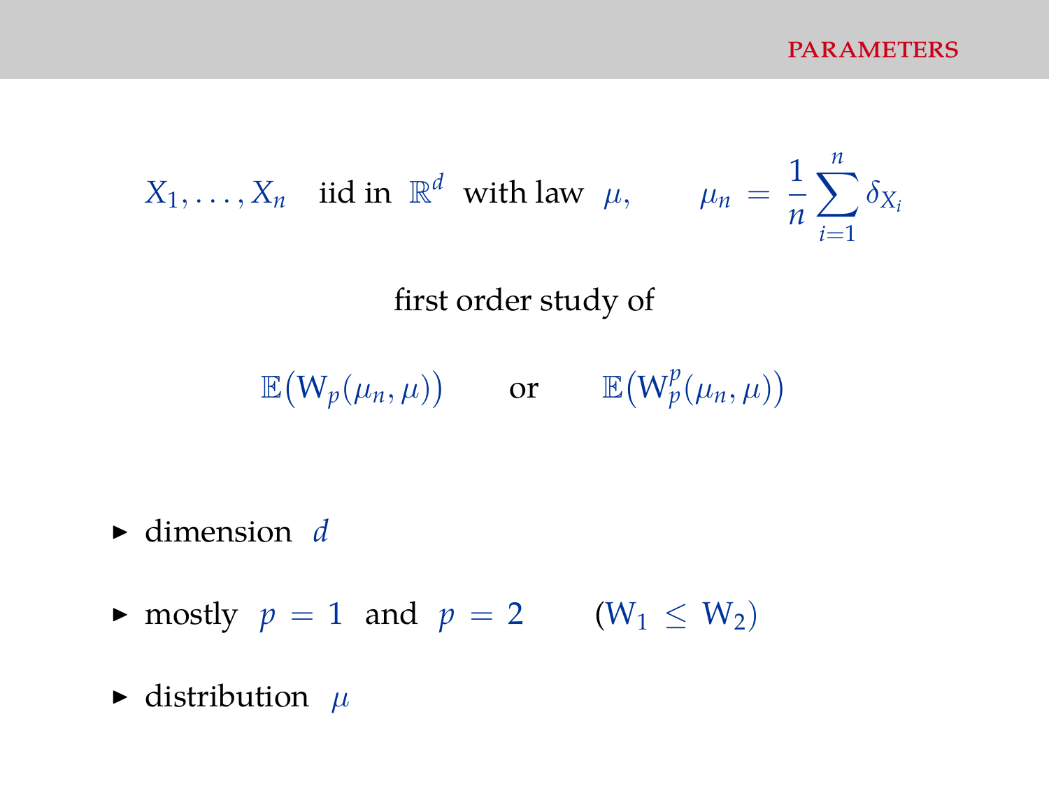# PARAMETERS

$$X_1, \ldots, X_n \quad \text{iid in } \mathbb{R}^d \text{ with law } \mu, \qquad \mu_n = \frac{1}{n}\sum_{i=1}^{n} \delta_{X_i}$$

first order study of

$$\mathbb{E}\big(\mathrm{W}_p(\mu_n, \mu)\big) \qquad \text{or} \qquad \mathbb{E}\big(\mathrm{W}_p^p(\mu_n, \mu)\big)$$

- dimension $d$
- mostly $p = 1$ and $p = 2$ $\quad (\mathrm{W}_1 \leq \mathrm{W}_2)$
- distribution $\mu$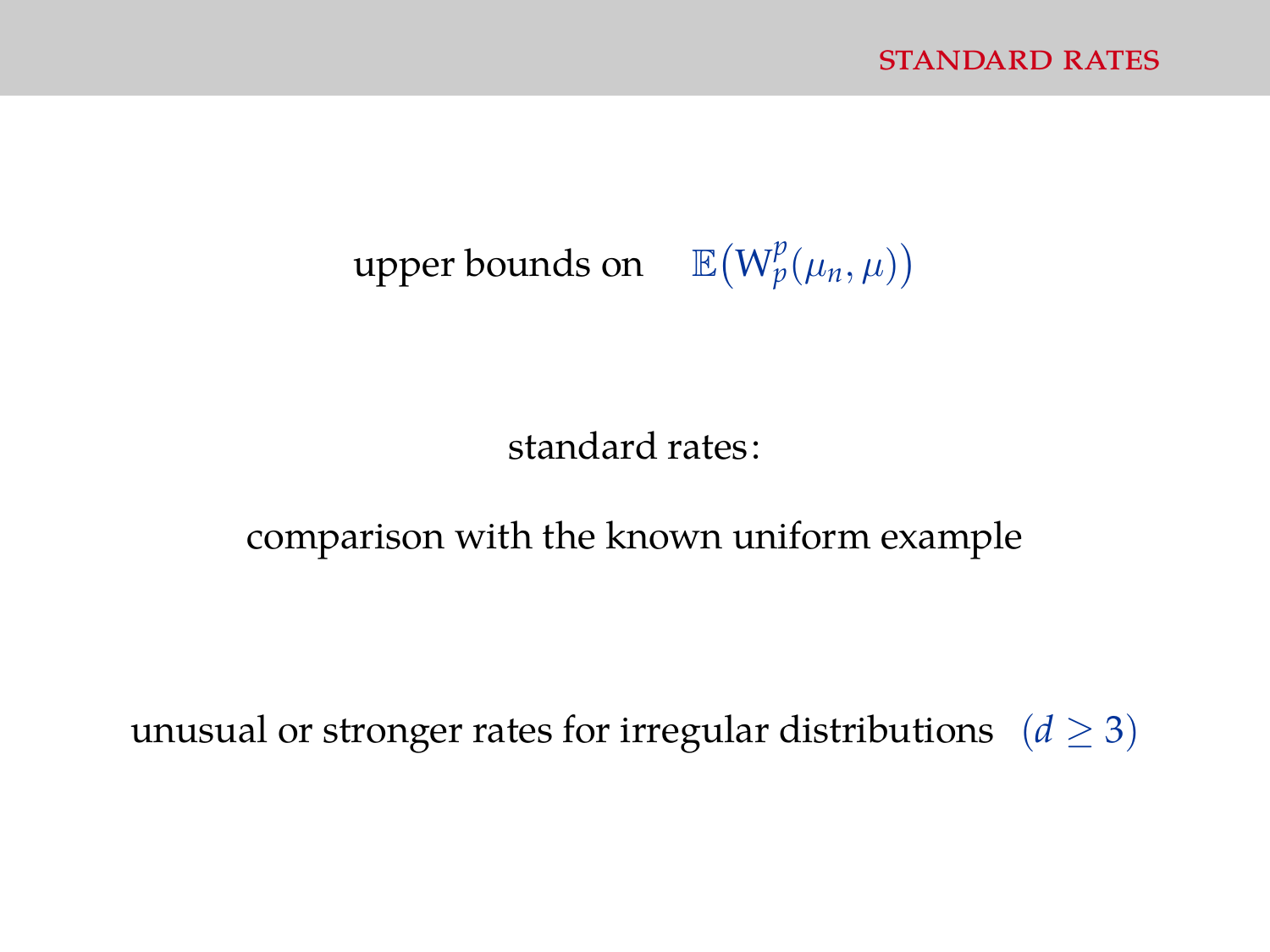upper bounds on $\mathbb{E}\big(\mathrm{W}_p^p(\mu_n, \mu)\big)$

standard rates:

comparison with the known uniform example

unusual or stronger rates for irregular distributions $(d \geq 3)$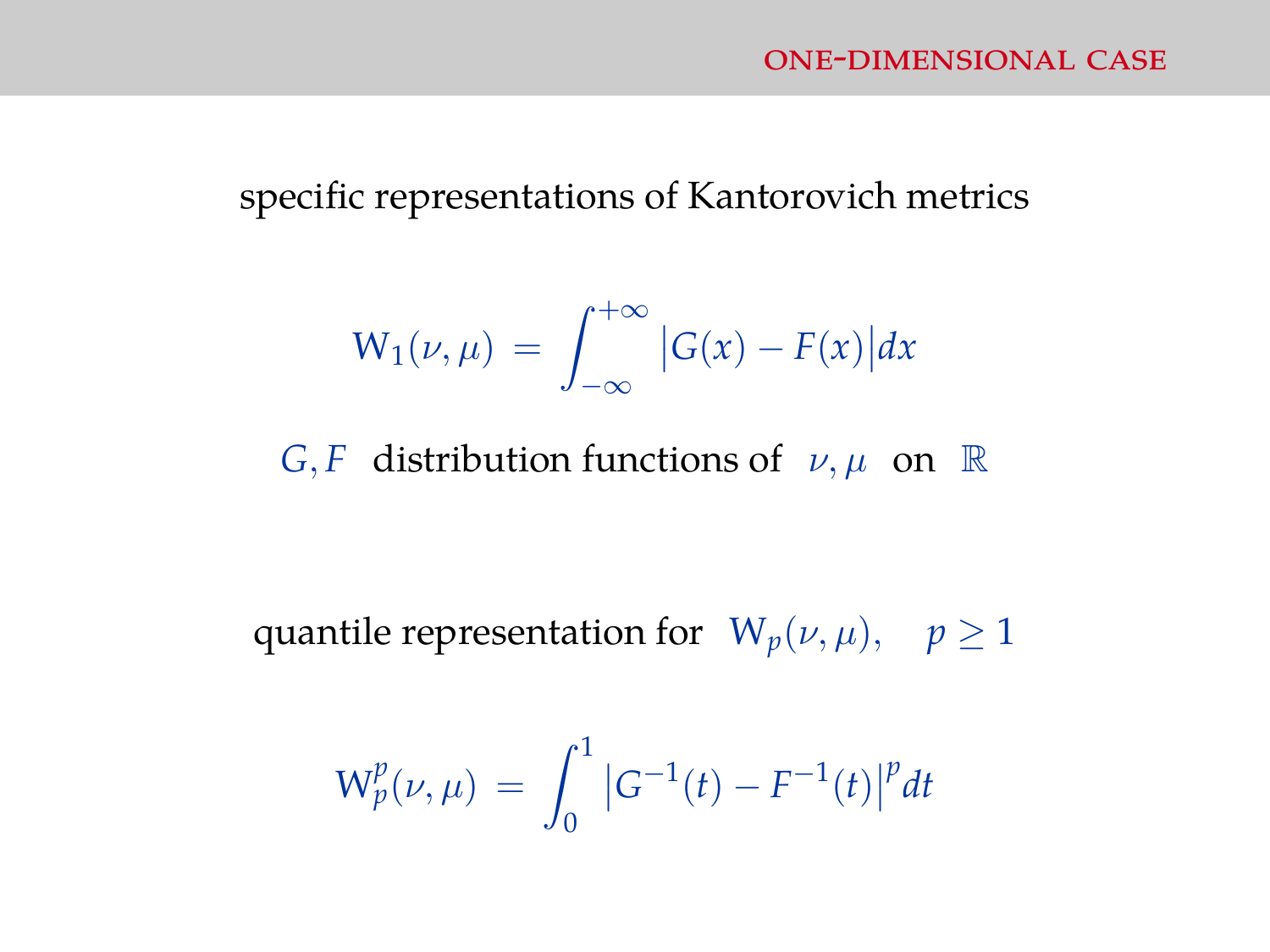# ONE-DIMENSIONAL CASE

specific representations of Kantorovich metrics

$$\mathrm{W}_1(\nu, \mu) \;=\; \int_{-\infty}^{+\infty} \big|G(x) - F(x)\big| dx$$

$G, F$ distribution functions of $\nu, \mu$ on $\mathbb{R}$

quantile representation for $\mathrm{W}_p(\nu, \mu), \quad p \geq 1$

$$\mathrm{W}_p^p(\nu, \mu) \;=\; \int_0^1 \big|G^{-1}(t) - F^{-1}(t)\big|^p dt$$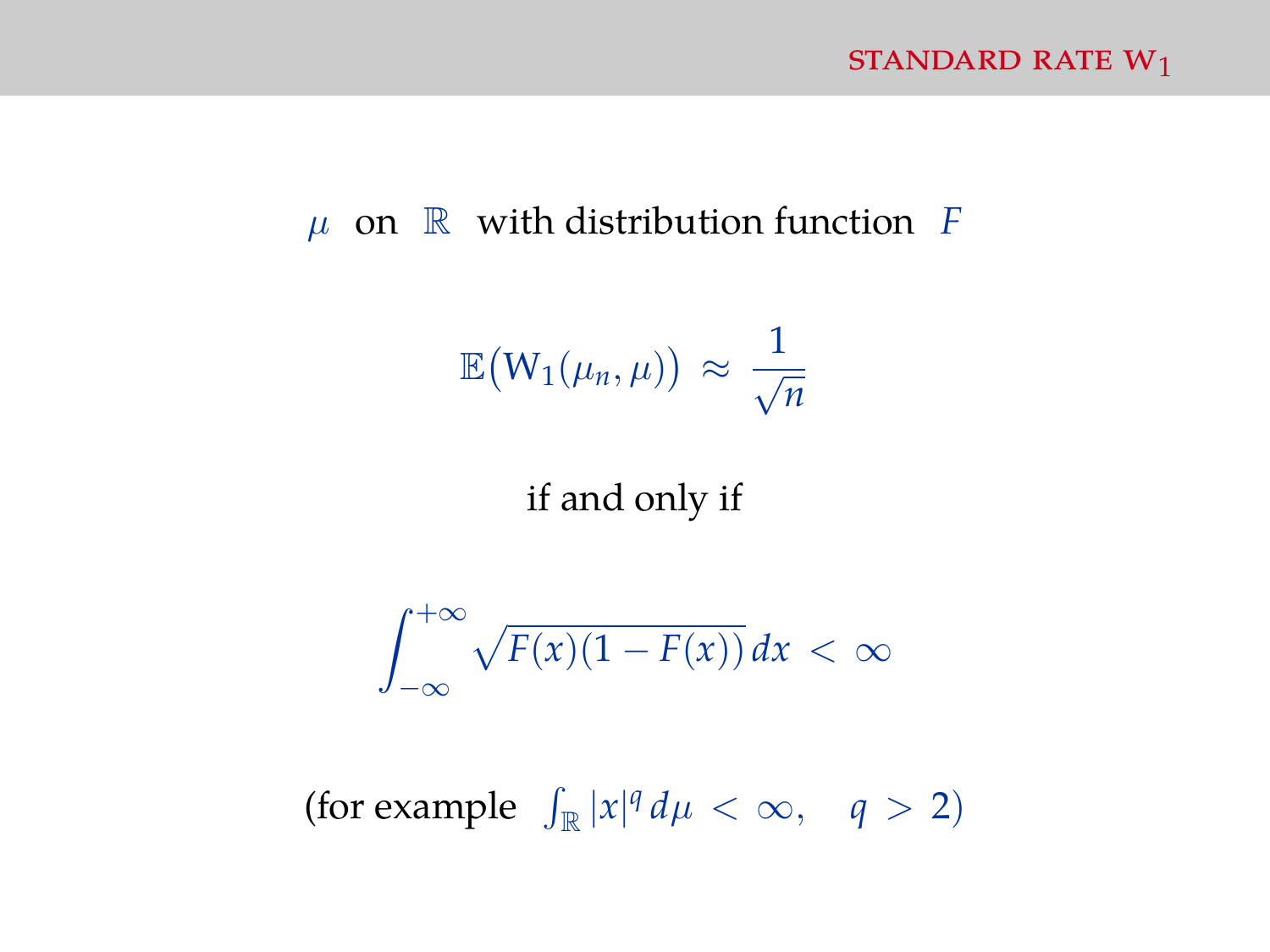## STANDARD RATE $\mathrm{W}_1$

$\mu$ on $\mathbb{R}$ with distribution function $F$

$$\mathbb{E}\big(\mathrm{W}_1(\mu_n, \mu)\big) \approx \frac{1}{\sqrt{n}}$$

if and only if

$$\int_{-\infty}^{+\infty} \sqrt{F(x)(1 - F(x))}\, dx < \infty$$

(for example $\int_{\mathbb{R}} |x|^q \, d\mu < \infty, \quad q > 2$)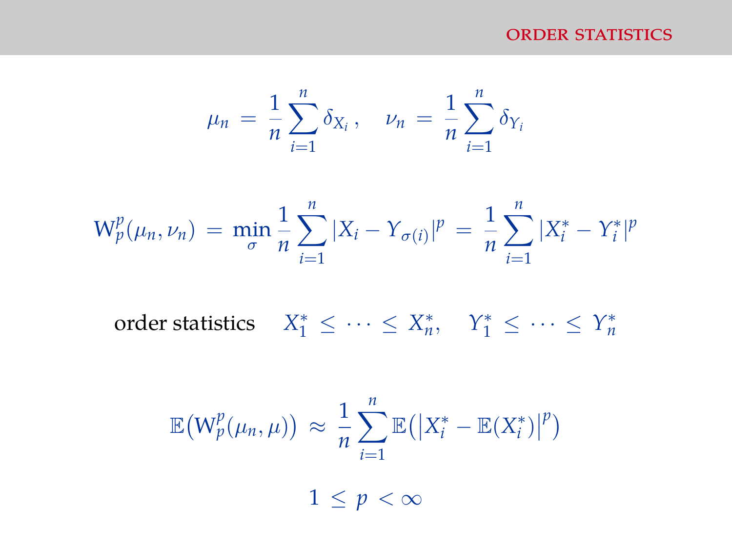## ORDER STATISTICS

$$\mu_n \,=\, \frac{1}{n}\sum_{i=1}^{n} \delta_{X_i}\,, \quad \nu_n \,=\, \frac{1}{n}\sum_{i=1}^{n} \delta_{Y_i}$$

$$\mathrm{W}_p^p(\mu_n, \nu_n) \,=\, \min_{\sigma} \frac{1}{n}\sum_{i=1}^{n} |X_i - Y_{\sigma(i)}|^p \,=\, \frac{1}{n}\sum_{i=1}^{n} |X_i^* - Y_i^*|^p$$

order statistics $\quad X_1^* \,\leq\, \cdots \,\leq\, X_n^*, \quad Y_1^* \,\leq\, \cdots \,\leq\, Y_n^*$

$$\mathbb{E}\big(\mathrm{W}_p^p(\mu_n, \mu)\big) \,\approx\, \frac{1}{n}\sum_{i=1}^{n} \mathbb{E}\big(\big|X_i^* - \mathbb{E}(X_i^*)\big|^p\big)$$

$$1 \,\leq\, p \,<\, \infty$$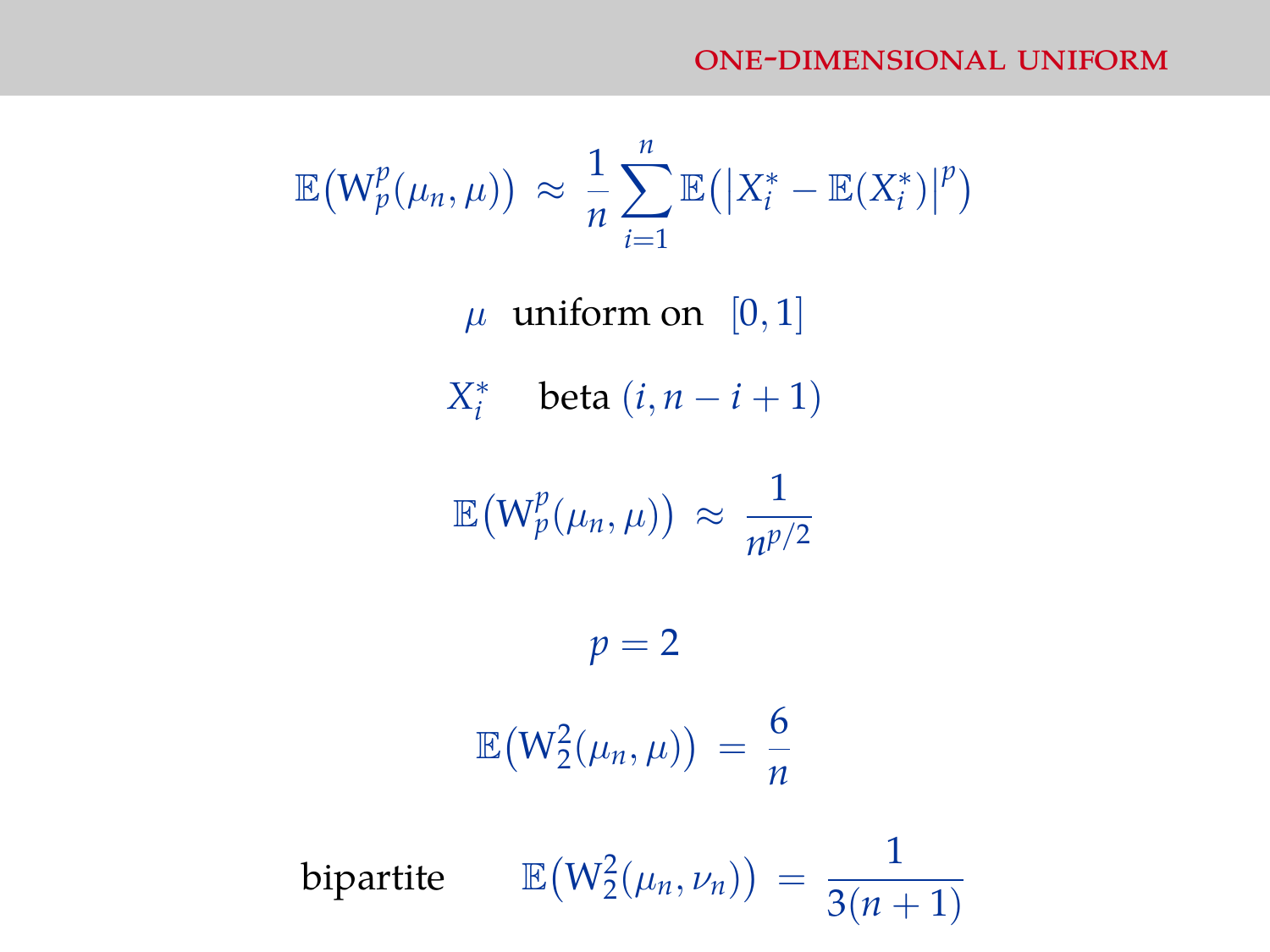## ONE-DIMENSIONAL UNIFORM

$$\mathbb{E}\big(\mathrm{W}_p^p(\mu_n, \mu)\big) \approx \frac{1}{n} \sum_{i=1}^{n} \mathbb{E}\big(\big|X_i^* - \mathbb{E}(X_i^*)\big|^p\big)$$

$\mu$ uniform on $[0, 1]$

$X_i^*$ beta $(i, n - i + 1)$

$$\mathbb{E}\big(\mathrm{W}_p^p(\mu_n, \mu)\big) \approx \frac{1}{n^{p/2}}$$

$$p = 2$$

$$\mathbb{E}\big(\mathrm{W}_2^2(\mu_n, \mu)\big) = \frac{6}{n}$$

bipartite $\quad \mathbb{E}\big(\mathrm{W}_2^2(\mu_n, \nu_n)\big) = \dfrac{1}{3(n+1)}$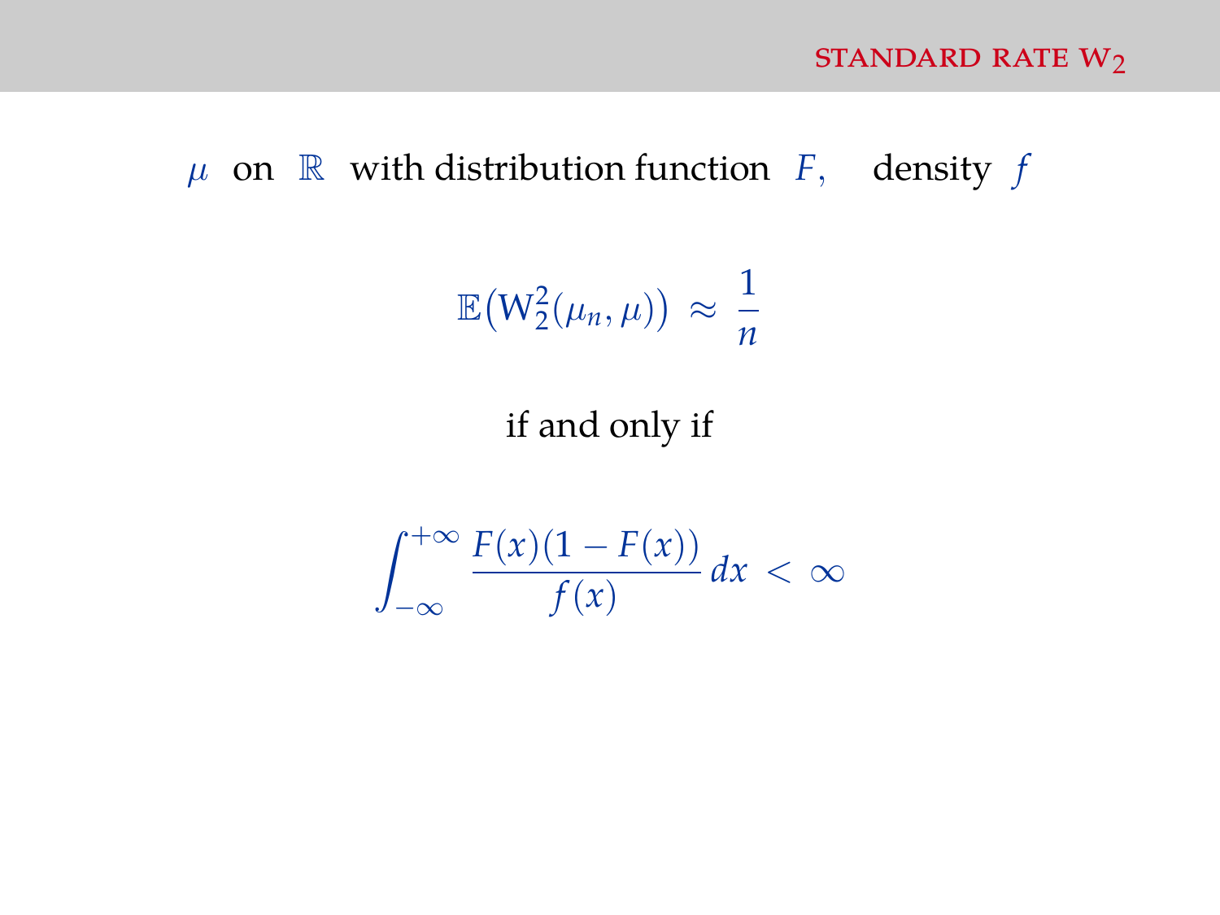## STANDARD RATE $W_2$

$\mu$ on $\mathbb{R}$ with distribution function $F$, density $f$

$$\mathbb{E}\big(W_2^2(\mu_n, \mu)\big) \approx \frac{1}{n}$$

if and only if

$$\int_{-\infty}^{+\infty} \frac{F(x)(1 - F(x))}{f(x)} \, dx < \infty$$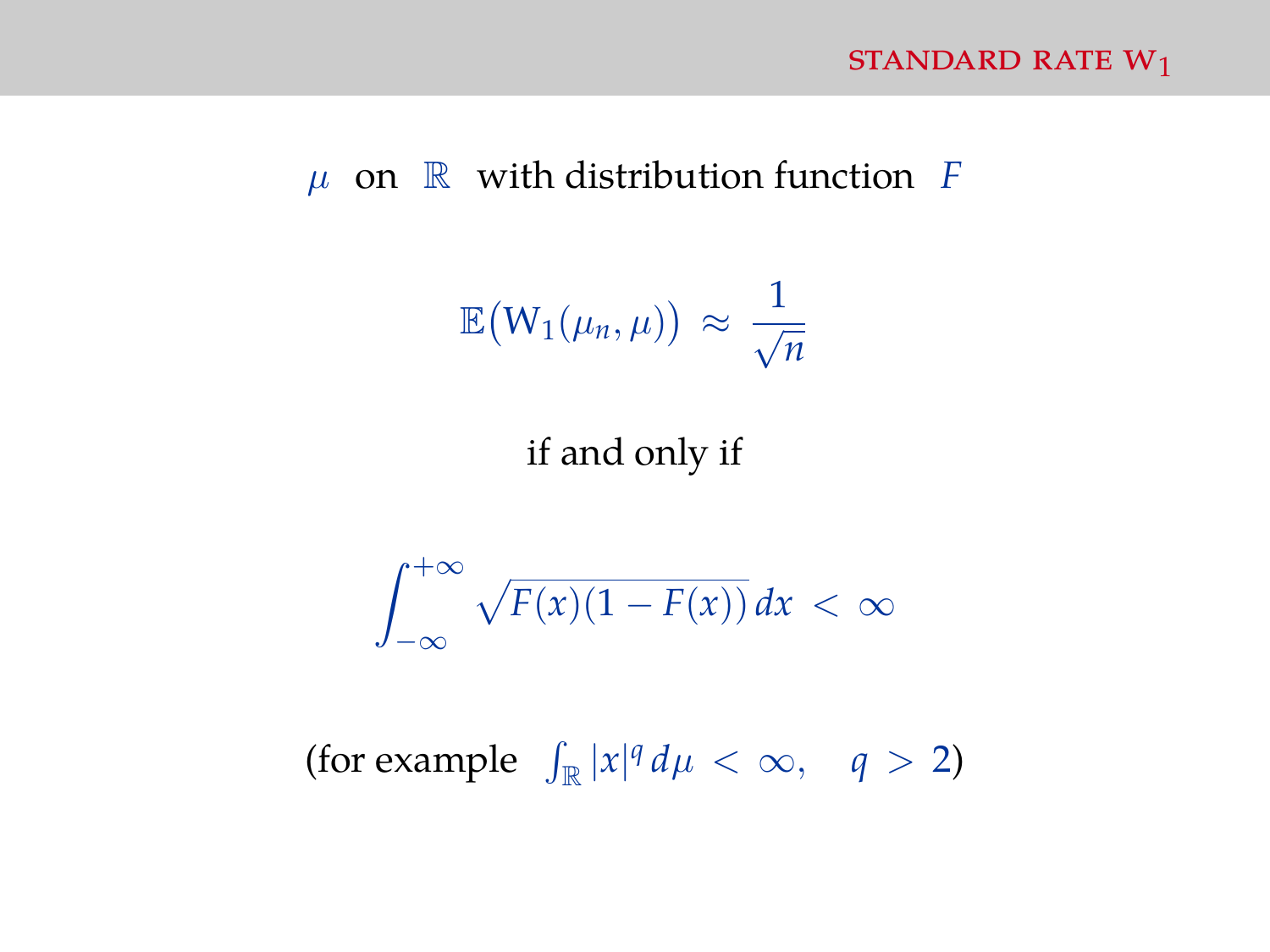## STANDARD RATE $\mathrm{W}_1$

$\mu$ on $\mathbb{R}$ with distribution function $F$

$$\mathbb{E}\big(\mathrm{W}_1(\mu_n, \mu)\big) \approx \frac{1}{\sqrt{n}}$$

if and only if

$$\int_{-\infty}^{+\infty} \sqrt{F(x)(1 - F(x))}\, dx < \infty$$

(for example $\int_{\mathbb{R}} |x|^q \, d\mu < \infty, \quad q > 2$)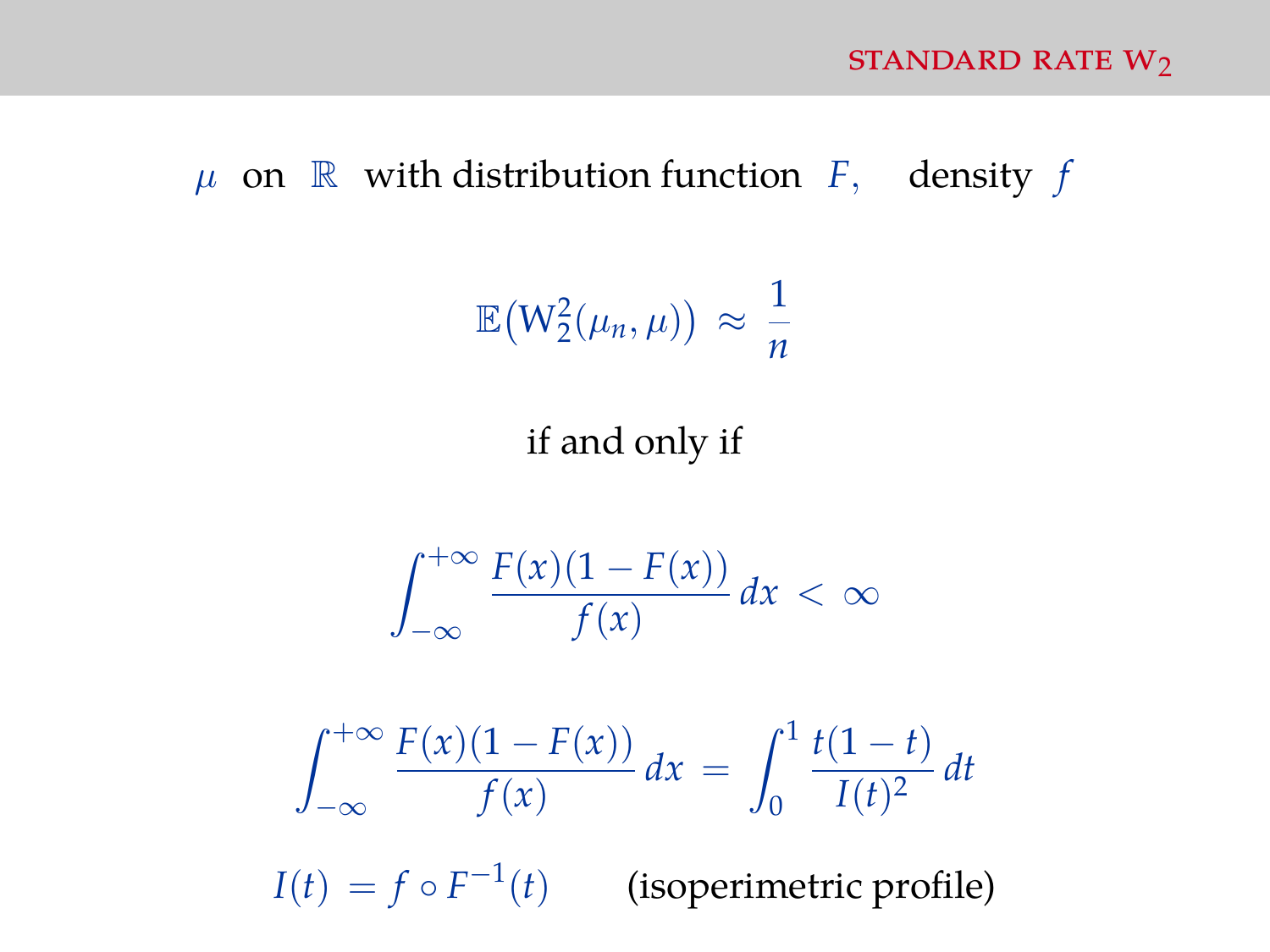## STANDARD RATE $W_2$

$\mu$ on $\mathbb{R}$ with distribution function $F$, density $f$

$$\mathbb{E}\big(\mathrm{W}_2^2(\mu_n, \mu)\big) \approx \frac{1}{n}$$

if and only if

$$\int_{-\infty}^{+\infty} \frac{F(x)(1-F(x))}{f(x)}\, dx < \infty$$

$$\int_{-\infty}^{+\infty} \frac{F(x)(1-F(x))}{f(x)}\, dx = \int_0^1 \frac{t(1-t)}{I(t)^2}\, dt$$

$I(t) = f \circ F^{-1}(t)$ (isoperimetric profile)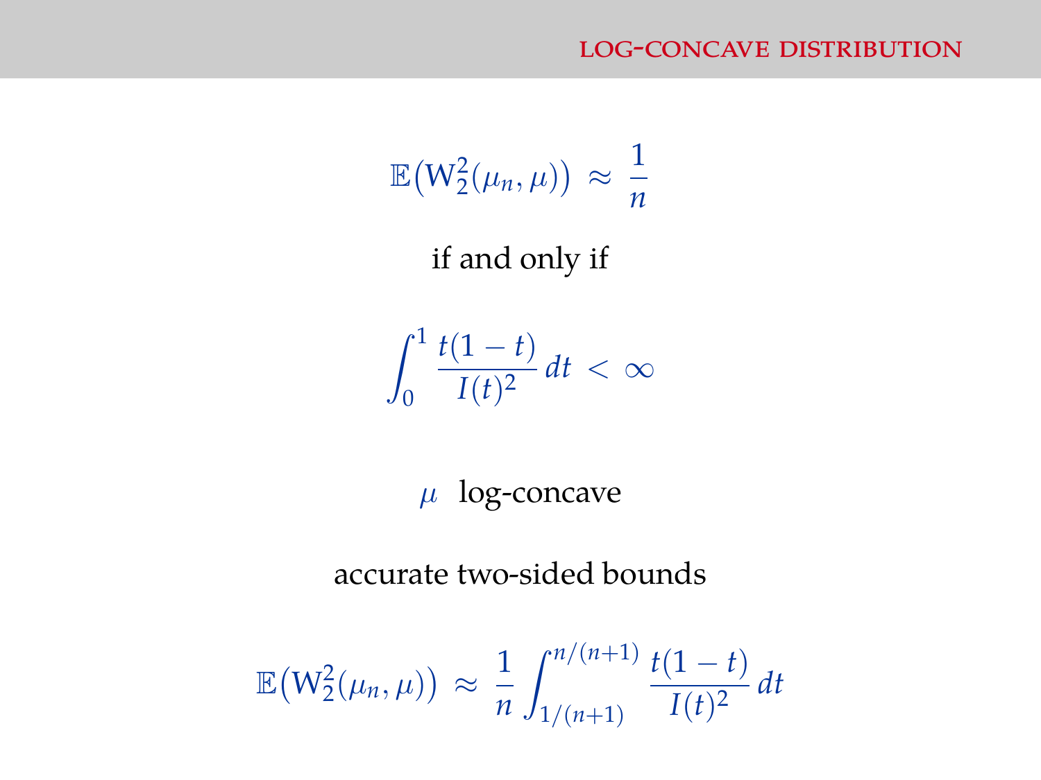## LOG-CONCAVE DISTRIBUTION

$$\mathbb{E}\big(\mathrm{W}_2^2(\mu_n, \mu)\big) \;\approx\; \frac{1}{n}$$

if and only if

$$\int_0^1 \frac{t(1-t)}{I(t)^2}\, dt \;<\; \infty$$

$\mu$ log-concave

accurate two-sided bounds

$$\mathbb{E}\big(\mathrm{W}_2^2(\mu_n, \mu)\big) \;\approx\; \frac{1}{n} \int_{1/(n+1)}^{n/(n+1)} \frac{t(1-t)}{I(t)^2}\, dt$$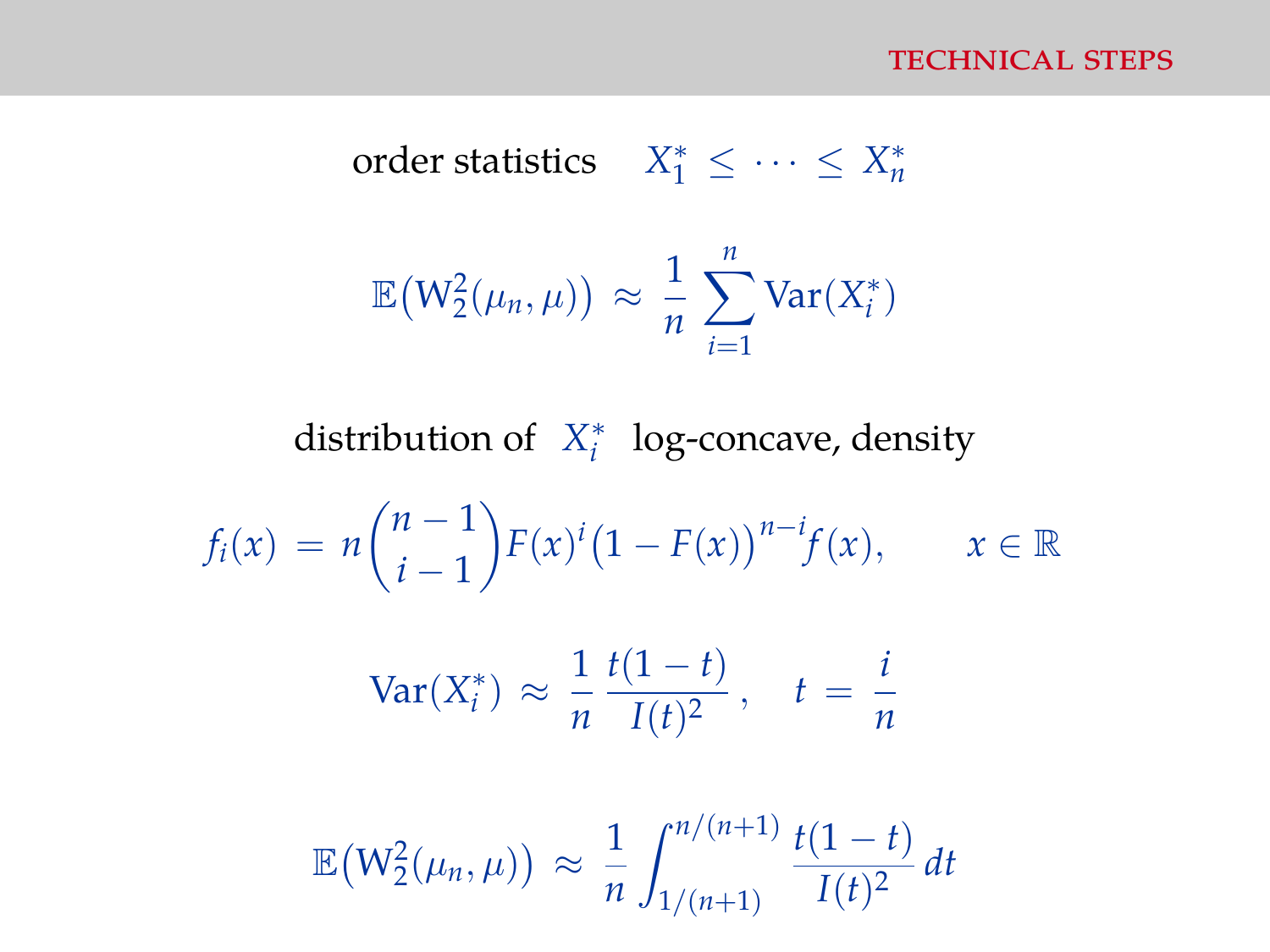## TECHNICAL STEPS

order statistics $X_1^* \leq \cdots \leq X_n^*$

$$\mathbb{E}\big(\mathrm{W}_2^2(\mu_n, \mu)\big) \approx \frac{1}{n} \sum_{i=1}^{n} \mathrm{Var}(X_i^*)$$

distribution of $X_i^*$ log-concave, density

$$f_i(x) = n\binom{n-1}{i-1} F(x)^i \big(1 - F(x)\big)^{n-i} f(x), \qquad x \in \mathbb{R}$$

$$\mathrm{Var}(X_i^*) \approx \frac{1}{n} \, \frac{t(1-t)}{I(t)^2}, \quad t = \frac{i}{n}$$

$$\mathbb{E}\big(\mathrm{W}_2^2(\mu_n, \mu)\big) \approx \frac{1}{n} \int_{1/(n+1)}^{n/(n+1)} \frac{t(1-t)}{I(t)^2} \, dt$$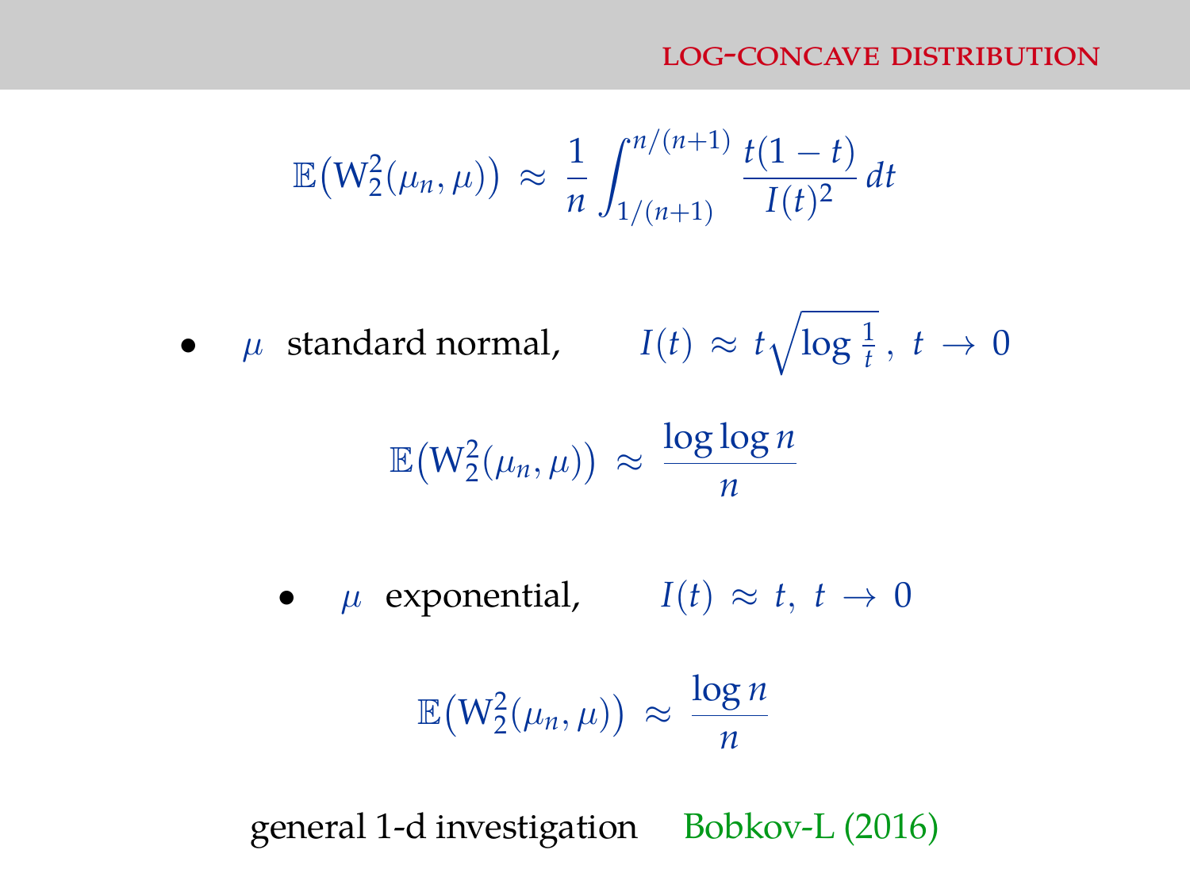$$\mathbb{E}\big(\mathrm{W}_2^2(\mu_n, \mu)\big) \approx \frac{1}{n} \int_{1/(n+1)}^{n/(n+1)} \frac{t(1-t)}{I(t)^2}\, dt$$

- $\mu$ standard normal, $\qquad I(t) \approx t\sqrt{\log \frac{1}{t}}\,,\ t \to 0$

$$\mathbb{E}\big(\mathrm{W}_2^2(\mu_n, \mu)\big) \approx \frac{\log \log n}{n}$$

- $\mu$ exponential, $\qquad I(t) \approx t,\ t \to 0$

$$\mathbb{E}\big(\mathrm{W}_2^2(\mu_n, \mu)\big) \approx \frac{\log n}{n}$$

general 1-d investigation Bobkov-L (2016)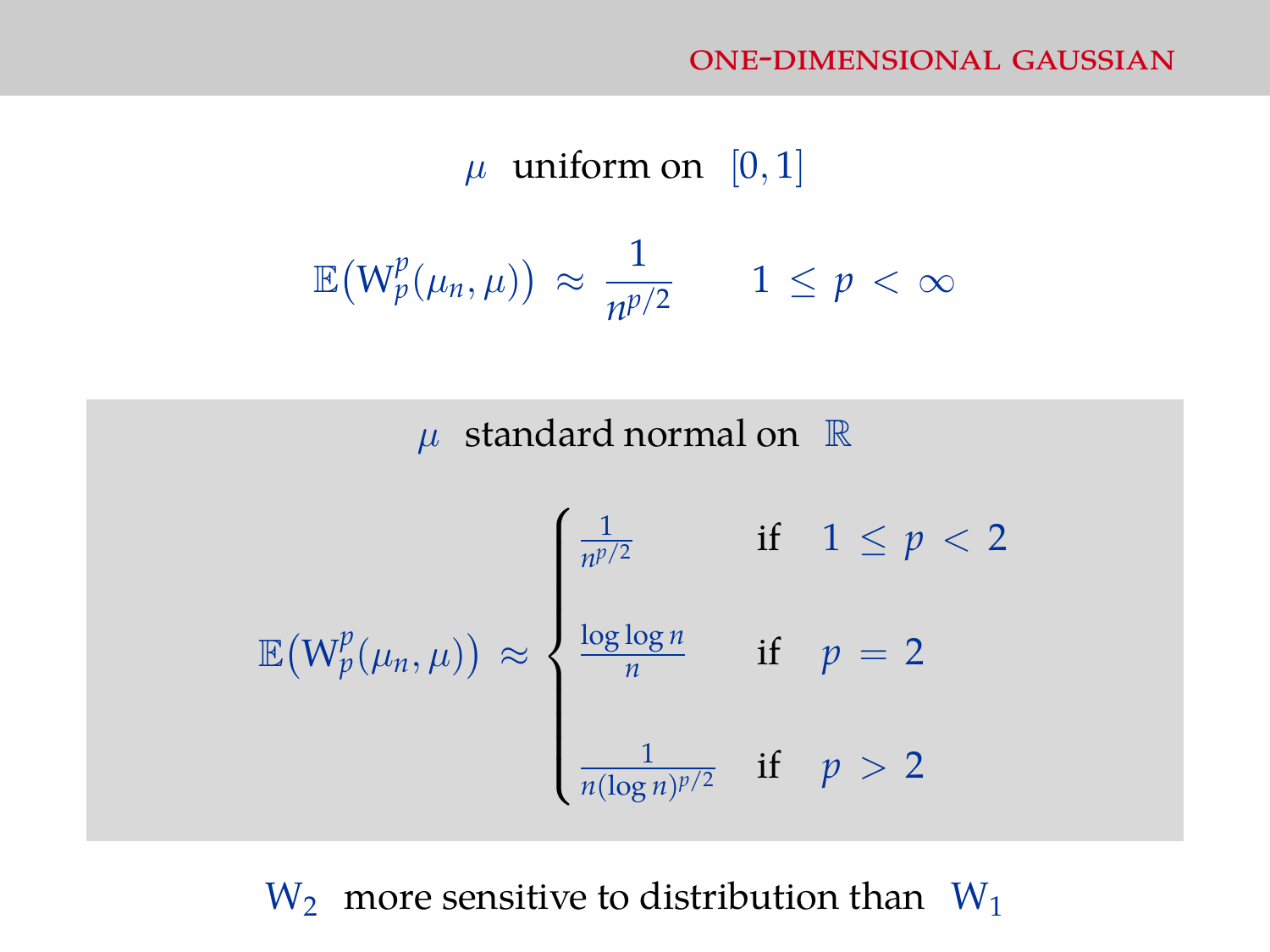## ONE-DIMENSIONAL GAUSSIAN

$\mu$ uniform on $[0,1]$

$$\mathbb{E}\big(\mathrm{W}_p^p(\mu_n,\mu)\big) \approx \frac{1}{n^{p/2}} \qquad 1 \leq p < \infty$$

$\mu$ standard normal on $\mathbb{R}$

$$\mathbb{E}\big(\mathrm{W}_p^p(\mu_n,\mu)\big) \approx \begin{cases} \frac{1}{n^{p/2}} & \text{if} \quad 1 \leq p < 2 \\[2ex] \frac{\log\log n}{n} & \text{if} \quad p = 2 \\[2ex] \frac{1}{n(\log n)^{p/2}} & \text{if} \quad p > 2 \end{cases}$$

$\mathrm{W}_2$ more sensitive to distribution than $\mathrm{W}_1$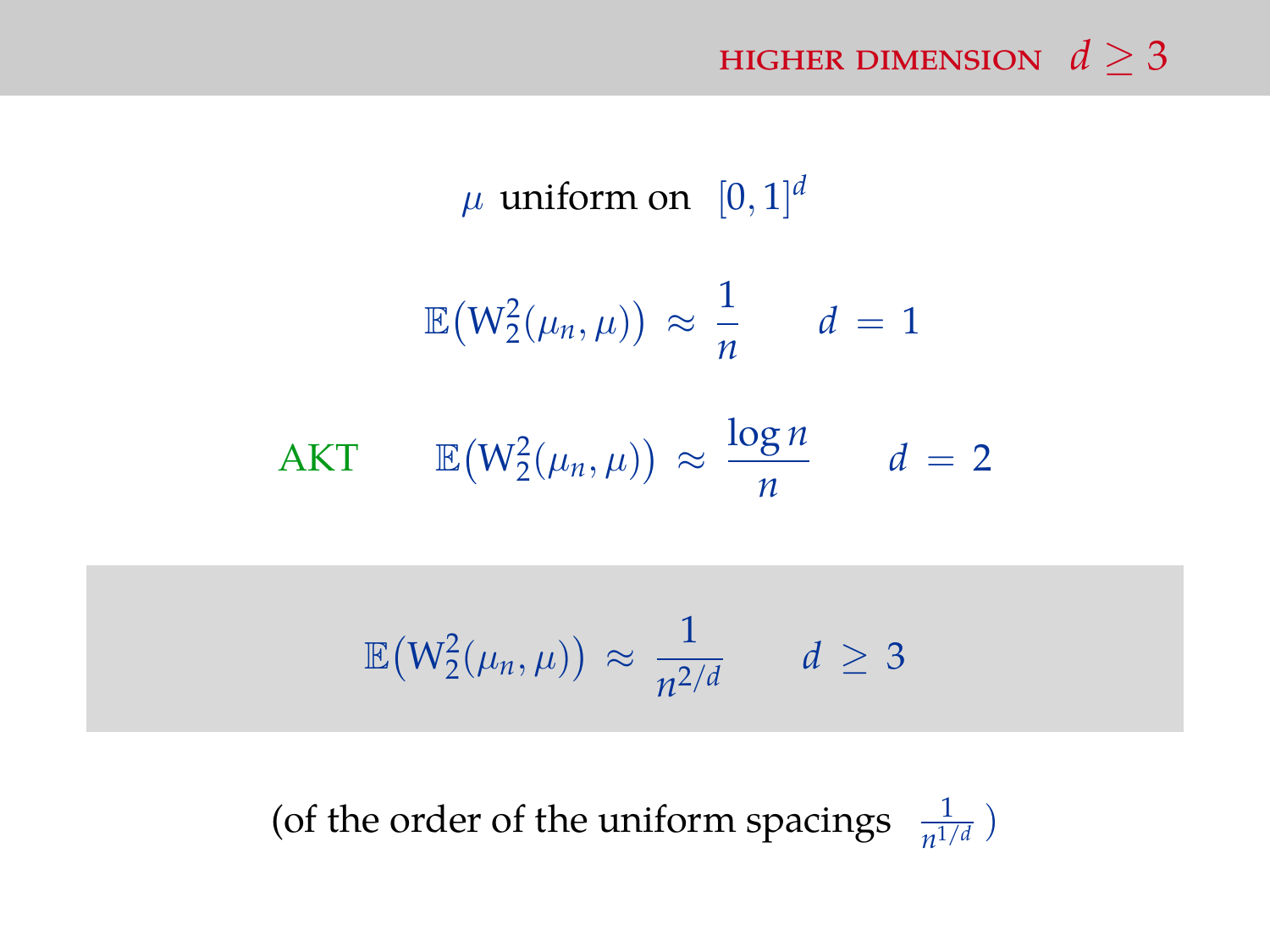## HIGHER DIMENSION $d \geq 3$

$\mu$ uniform on $[0,1]^d$

$$\mathbb{E}\big(\mathrm{W}_2^2(\mu_n, \mu)\big) \approx \frac{1}{n} \qquad d = 1$$

AKT
$$\mathbb{E}\big(\mathrm{W}_2^2(\mu_n, \mu)\big) \approx \frac{\log n}{n} \qquad d = 2$$

$$\mathbb{E}\big(\mathrm{W}_2^2(\mu_n, \mu)\big) \approx \frac{1}{n^{2/d}} \qquad d \geq 3$$

(of the order of the uniform spacings $\frac{1}{n^{1/d}}$ )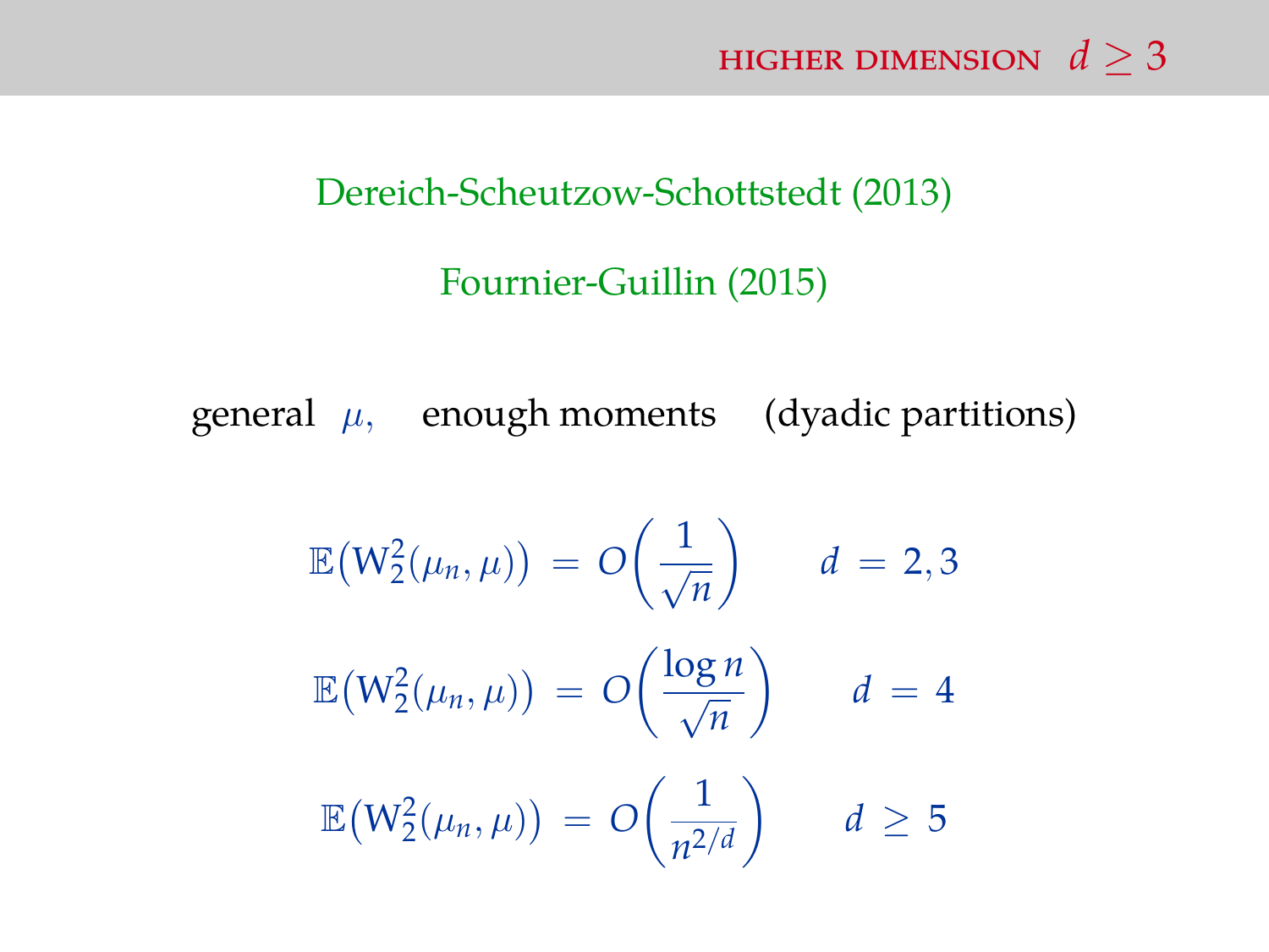## HIGHER DIMENSION $d \geq 3$

Dereich-Scheutzow-Schottstedt (2013)

Fournier-Guillin (2015)

general $\mu$, enough moments (dyadic partitions)

$$\mathbb{E}\big(\mathrm{W}_2^2(\mu_n,\mu)\big) = O\bigg(\frac{1}{\sqrt{n}}\bigg) \qquad d = 2, 3$$

$$\mathbb{E}\big(\mathrm{W}_2^2(\mu_n,\mu)\big) = O\bigg(\frac{\log n}{\sqrt{n}}\bigg) \qquad d = 4$$

$$\mathbb{E}\big(\mathrm{W}_2^2(\mu_n,\mu)\big) = O\bigg(\frac{1}{n^{2/d}}\bigg) \qquad d \geq 5$$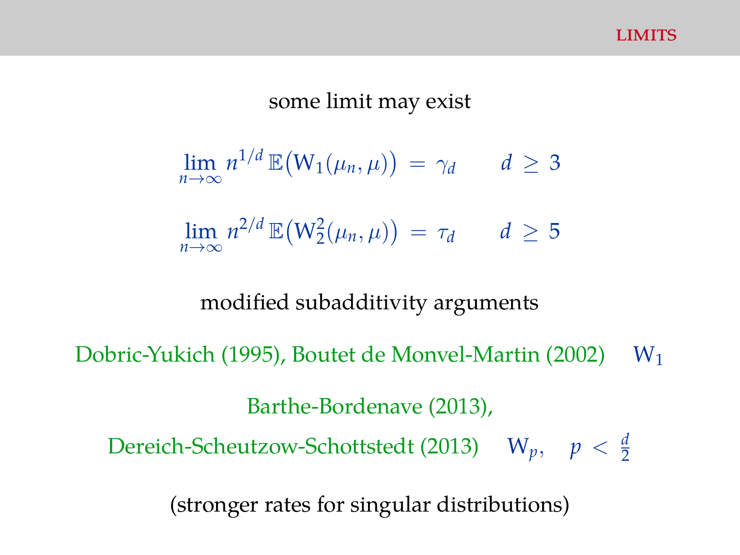## LIMITS

some limit may exist

$$\lim_{n\to\infty} n^{1/d}\,\mathbb{E}\big(\mathrm{W}_1(\mu_n,\mu)\big) \;=\; \gamma_d \qquad d \;\geq\; 3$$

$$\lim_{n\to\infty} n^{2/d}\,\mathbb{E}\big(\mathrm{W}_2^2(\mu_n,\mu)\big) \;=\; \tau_d \qquad d \;\geq\; 5$$

modified subadditivity arguments

Dobric-Yukich (1995), Boutet de Monvel-Martin (2002) $\quad \mathrm{W}_1$

Barthe-Bordenave (2013),

Dereich-Scheutzow-Schottstedt (2013) $\quad \mathrm{W}_p, \quad p \;<\; \frac{d}{2}$

(stronger rates for singular distributions)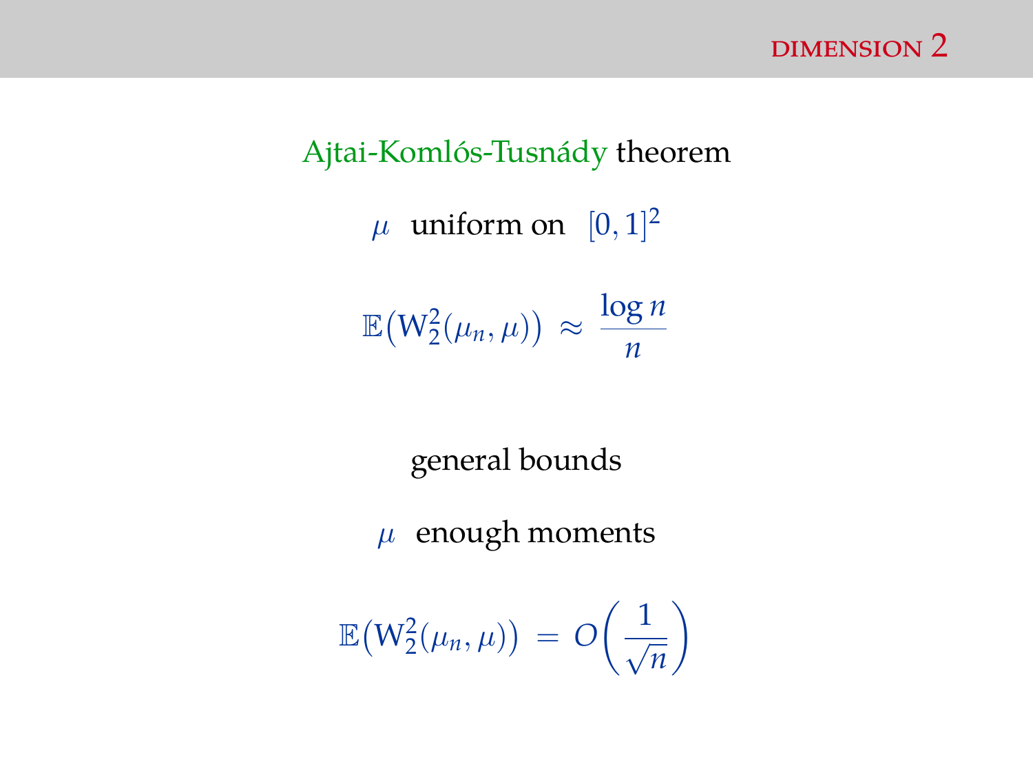## dimension 2

Ajtai-Komlós-Tusnády theorem

$\mu$ uniform on $[0,1]^2$

$$\mathbb{E}\big(\mathrm{W}_2^2(\mu_n, \mu)\big) \approx \frac{\log n}{n}$$

general bounds

$\mu$ enough moments

$$\mathbb{E}\big(\mathrm{W}_2^2(\mu_n, \mu)\big) = O\bigg(\frac{1}{\sqrt{n}}\bigg)$$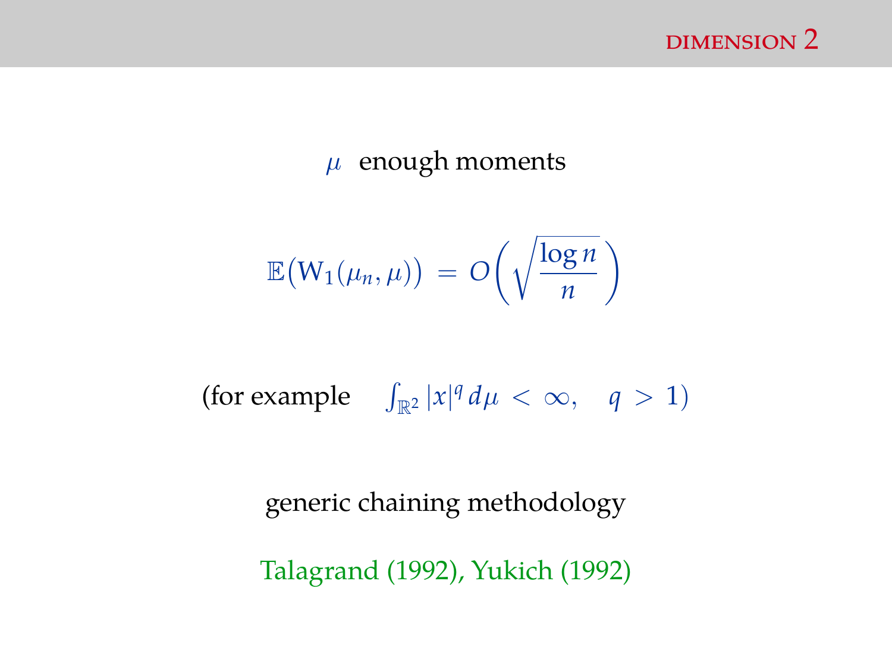## DIMENSION 2

$\mu$ enough moments

$$\mathbb{E}\big(\mathrm{W}_1(\mu_n, \mu)\big) = O\bigg(\sqrt{\frac{\log n}{n}}\,\bigg)$$

(for example $\int_{\mathbb{R}^2} |x|^q \, d\mu < \infty, \quad q > 1$)

generic chaining methodology

Talagrand (1992), Yukich (1992)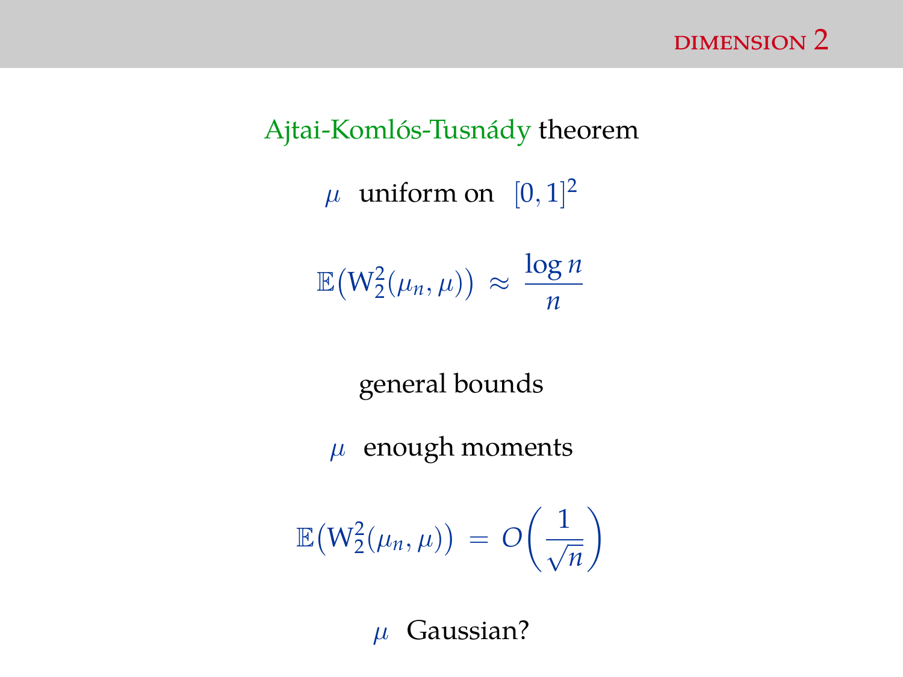## DIMENSION 2

Ajtai-Komlós-Tusnády theorem

$\mu$ uniform on $[0,1]^2$

$$\mathbb{E}\big(\mathrm{W}_2^2(\mu_n, \mu)\big) \approx \frac{\log n}{n}$$

general bounds

$\mu$ enough moments

$$\mathbb{E}\big(\mathrm{W}_2^2(\mu_n, \mu)\big) = O\bigg(\frac{1}{\sqrt{n}}\bigg)$$

$\mu$ Gaussian?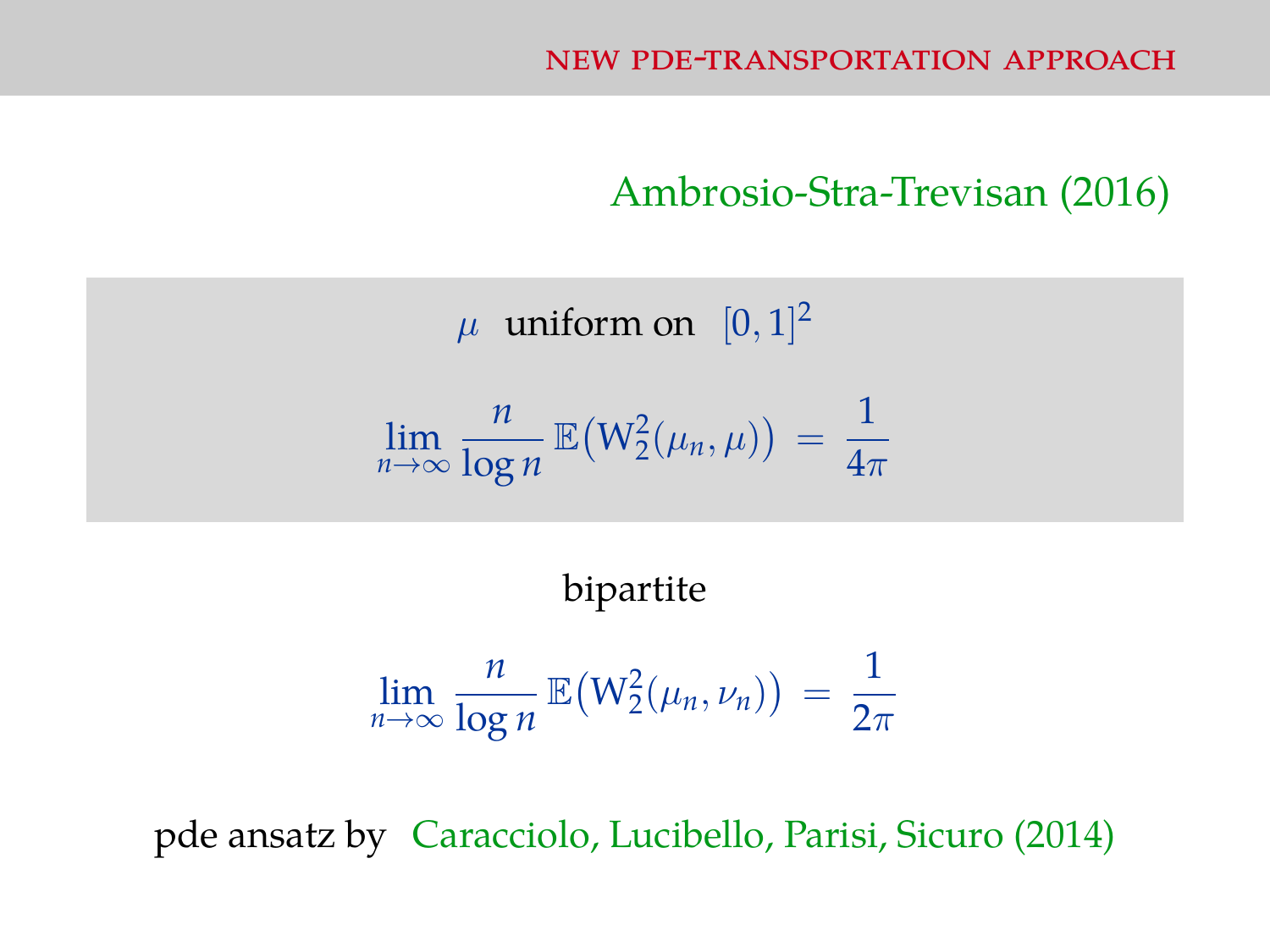## NEW PDE-TRANSPORTATION APPROACH

Ambrosio-Stra-Trevisan (2016)

$\mu$ uniform on $[0,1]^2$

$$\lim_{n\to\infty} \frac{n}{\log n}\, \mathbb{E}\big(\mathrm{W}_2^2(\mu_n,\mu)\big) \,=\, \frac{1}{4\pi}$$

bipartite

$$\lim_{n\to\infty} \frac{n}{\log n}\, \mathbb{E}\big(\mathrm{W}_2^2(\mu_n,\nu_n)\big) \,=\, \frac{1}{2\pi}$$

pde ansatz by Caracciolo, Lucibello, Parisi, Sicuro (2014)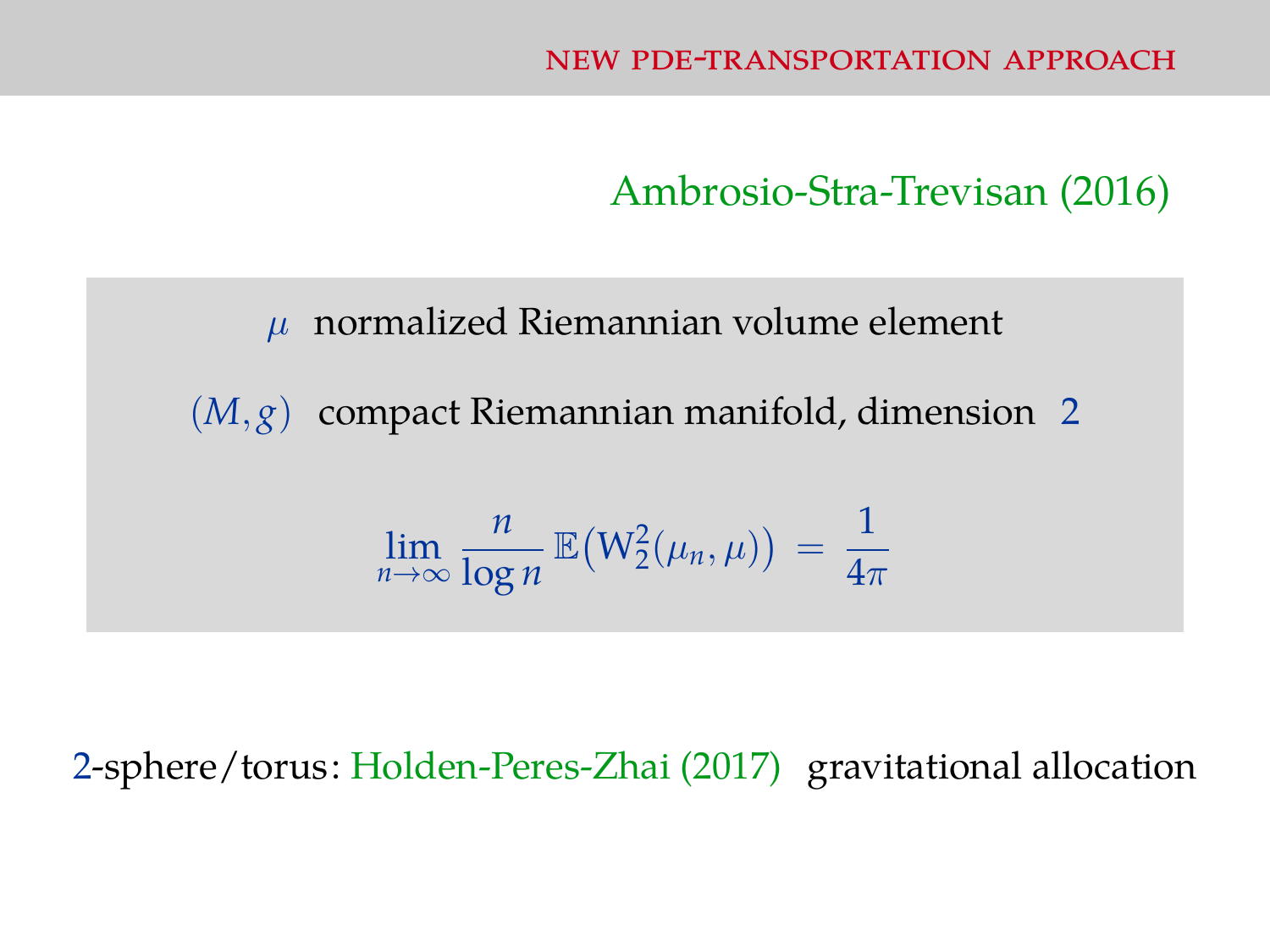## NEW PDE-TRANSPORTATION APPROACH

Ambrosio-Stra-Trevisan (2016)

$\mu$ normalized Riemannian volume element

$(M, g)$ compact Riemannian manifold, dimension $2$

$$\lim_{n \to \infty} \frac{n}{\log n} \, \mathbb{E}\big(\mathrm{W}_2^2(\mu_n, \mu)\big) \, = \, \frac{1}{4\pi}$$

$2$-sphere/torus: Holden-Peres-Zhai (2017) gravitational allocation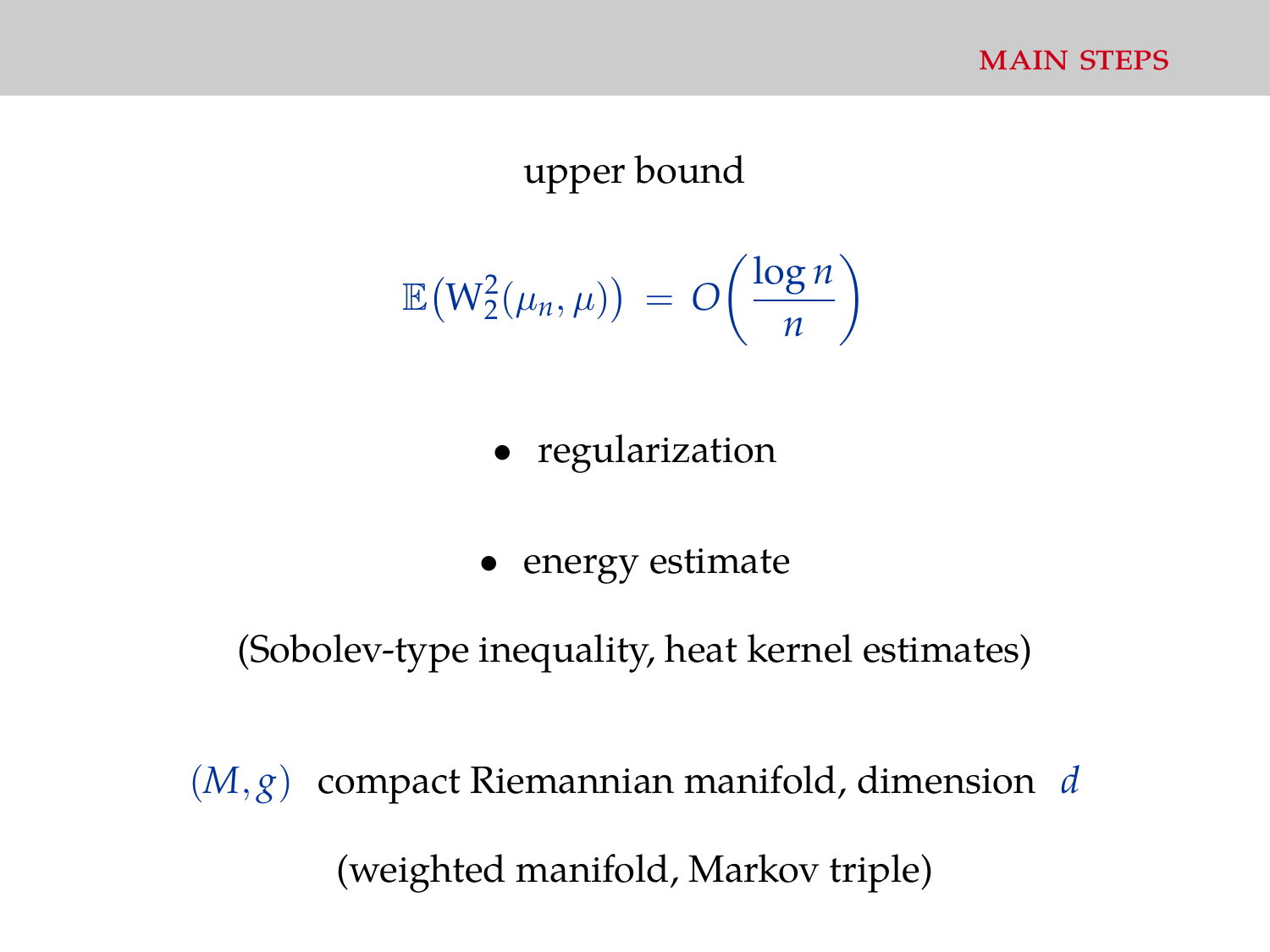## MAIN STEPS

upper bound

$$\mathbb{E}\big(\mathrm{W}_2^2(\mu_n, \mu)\big) \;=\; O\bigg(\frac{\log n}{n}\bigg)$$

- regularization
- energy estimate

(Sobolev-type inequality, heat kernel estimates)

$(M, g)$ compact Riemannian manifold, dimension $d$

(weighted manifold, Markov triple)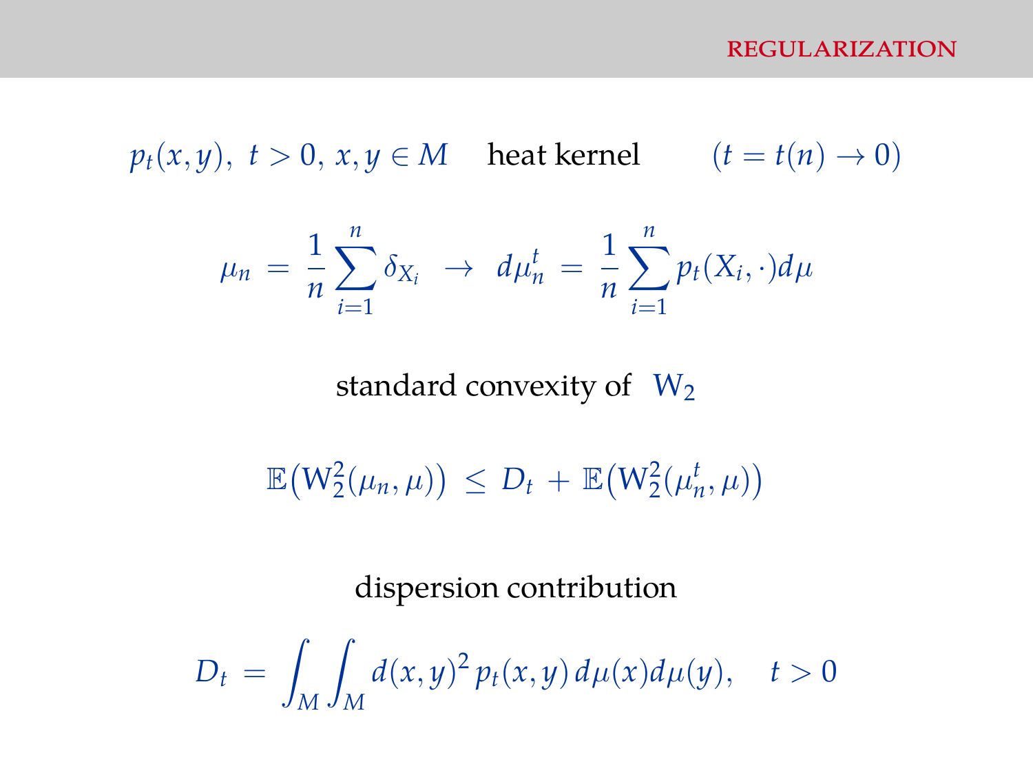# REGULARIZATION

$p_t(x,y),\ t > 0,\ x, y \in M$ heat kernel $(t = t(n) \to 0)$

$$\mu_n \,=\, \frac{1}{n}\sum_{i=1}^{n} \delta_{X_i} \;\to\; d\mu_n^t \,=\, \frac{1}{n}\sum_{i=1}^{n} p_t(X_i, \cdot) d\mu$$

standard convexity of $W_2$

$$\mathbb{E}\big(W_2^2(\mu_n, \mu)\big) \,\leq\, D_t \,+\, \mathbb{E}\big(W_2^2(\mu_n^t, \mu)\big)$$

dispersion contribution

$$D_t \,=\, \int_M \int_M d(x,y)^2\, p_t(x,y)\, d\mu(x) d\mu(y), \quad t > 0$$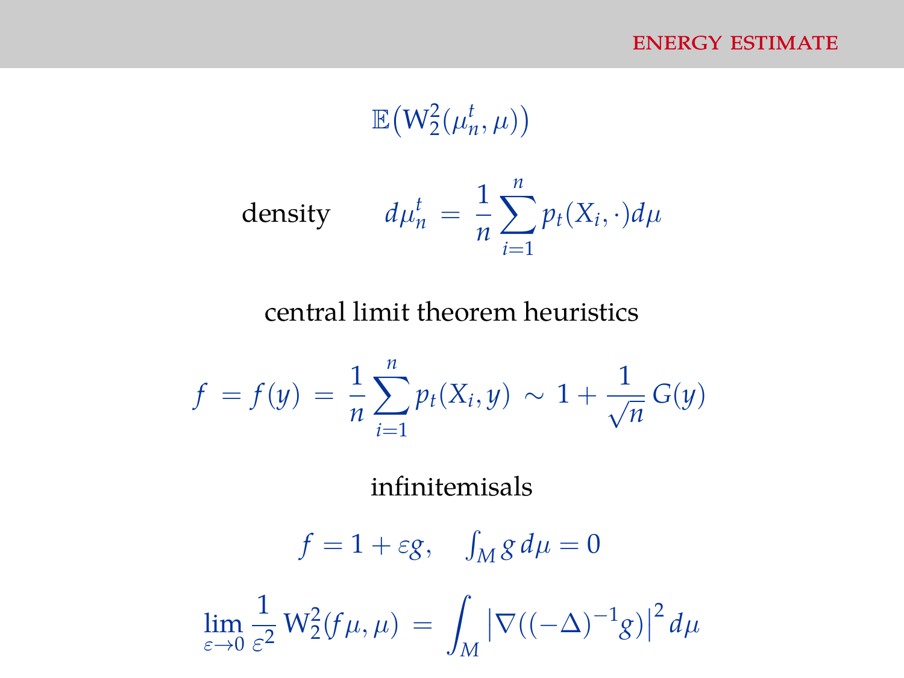## ENERGY ESTIMATE

$$\mathbb{E}\big(\mathrm{W}_2^2(\mu_n^t, \mu)\big)$$

density $$d\mu_n^t \,=\, \frac{1}{n}\sum_{i=1}^{n} p_t(X_i, \cdot)d\mu$$

central limit theorem heuristics

$$f \,=\, f(y) \,=\, \frac{1}{n}\sum_{i=1}^{n} p_t(X_i, y) \,\sim\, 1 + \frac{1}{\sqrt{n}}\, G(y)$$

infinitemisals

$$f = 1 + \varepsilon g, \quad \int_M g \, d\mu = 0$$

$$\lim_{\varepsilon \to 0} \frac{1}{\varepsilon^2}\, \mathrm{W}_2^2(f\mu, \mu) \,=\, \int_M \big|\nabla((-\Delta)^{-1} g)\big|^2 \, d\mu$$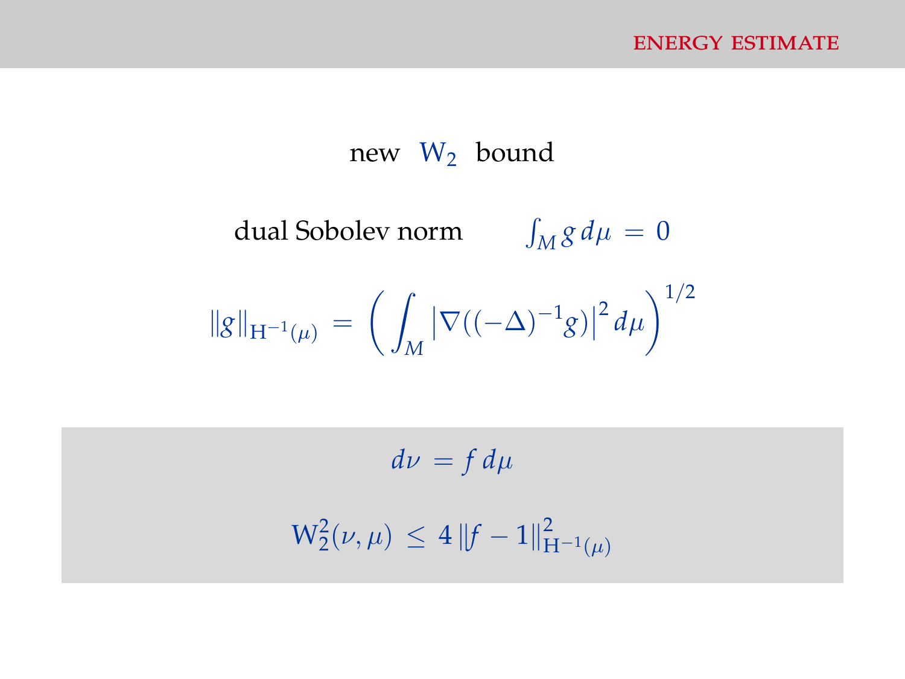new $W_2$ bound

dual Sobolev norm $\quad \int_M g \, d\mu = 0$

$$\|g\|_{H^{-1}(\mu)} = \left( \int_M \left| \nabla ((-\Delta)^{-1} g) \right|^2 d\mu \right)^{1/2}$$

$$d\nu = f \, d\mu$$

$$W_2^2(\nu, \mu) \leq 4 \, \|f - 1\|_{H^{-1}(\mu)}^2$$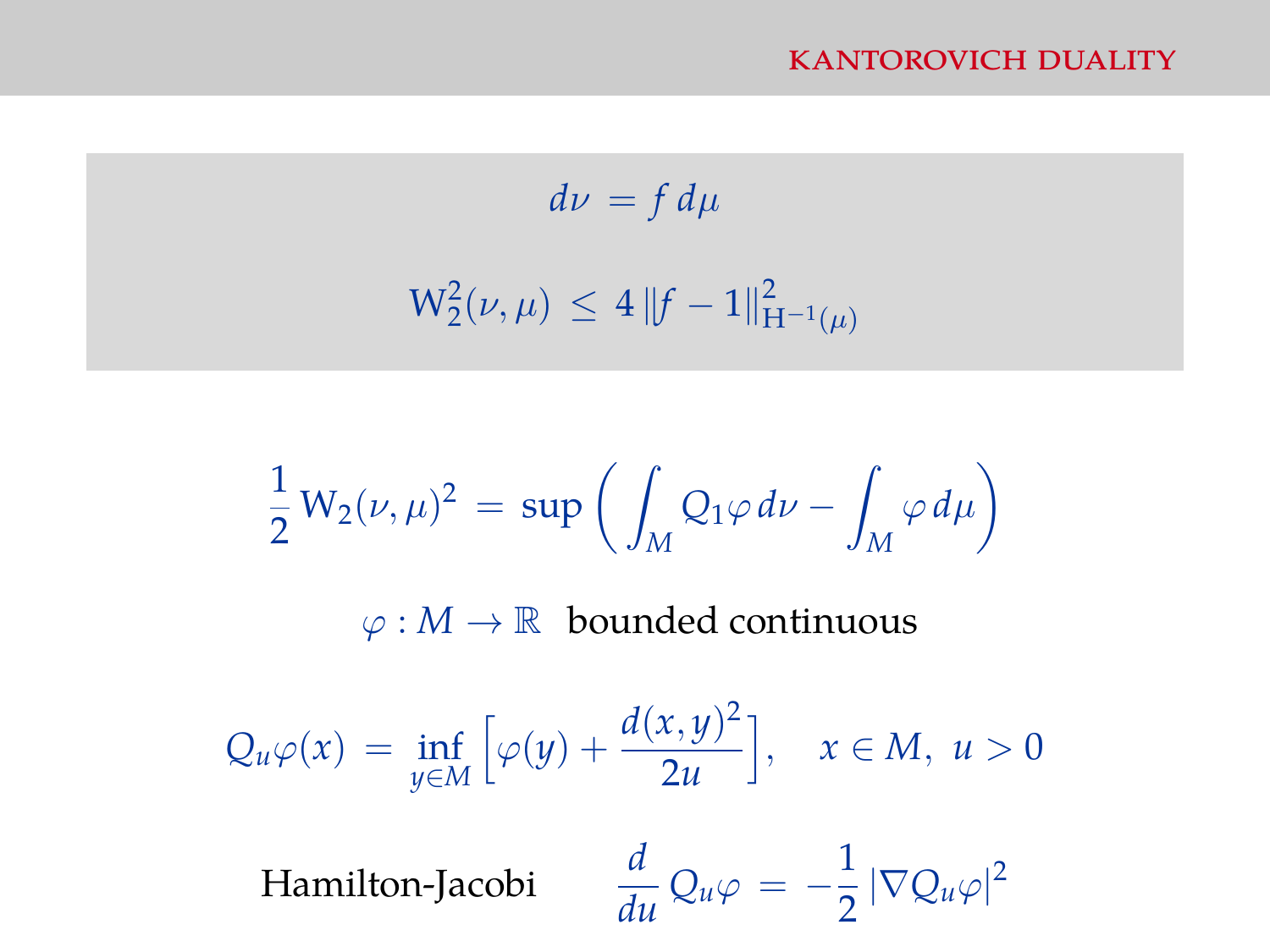## KANTOROVICH DUALITY

$$d\nu = f\, d\mu$$

$$\mathrm{W}_2^2(\nu, \mu) \leq 4\, \|f - 1\|^2_{\mathrm{H}^{-1}(\mu)}$$

$$\frac{1}{2}\, \mathrm{W}_2(\nu, \mu)^2 = \sup \left( \int_M Q_1 \varphi \, d\nu - \int_M \varphi \, d\mu \right)$$

$\varphi : M \to \mathbb{R}$ bounded continuous

$$Q_u \varphi(x) = \inf_{y \in M} \left[ \varphi(y) + \frac{d(x,y)^2}{2u} \right], \quad x \in M, \ u > 0$$

Hamilton-Jacobi $\qquad \dfrac{d}{du}\, Q_u \varphi = -\dfrac{1}{2}\, |\nabla Q_u \varphi|^2$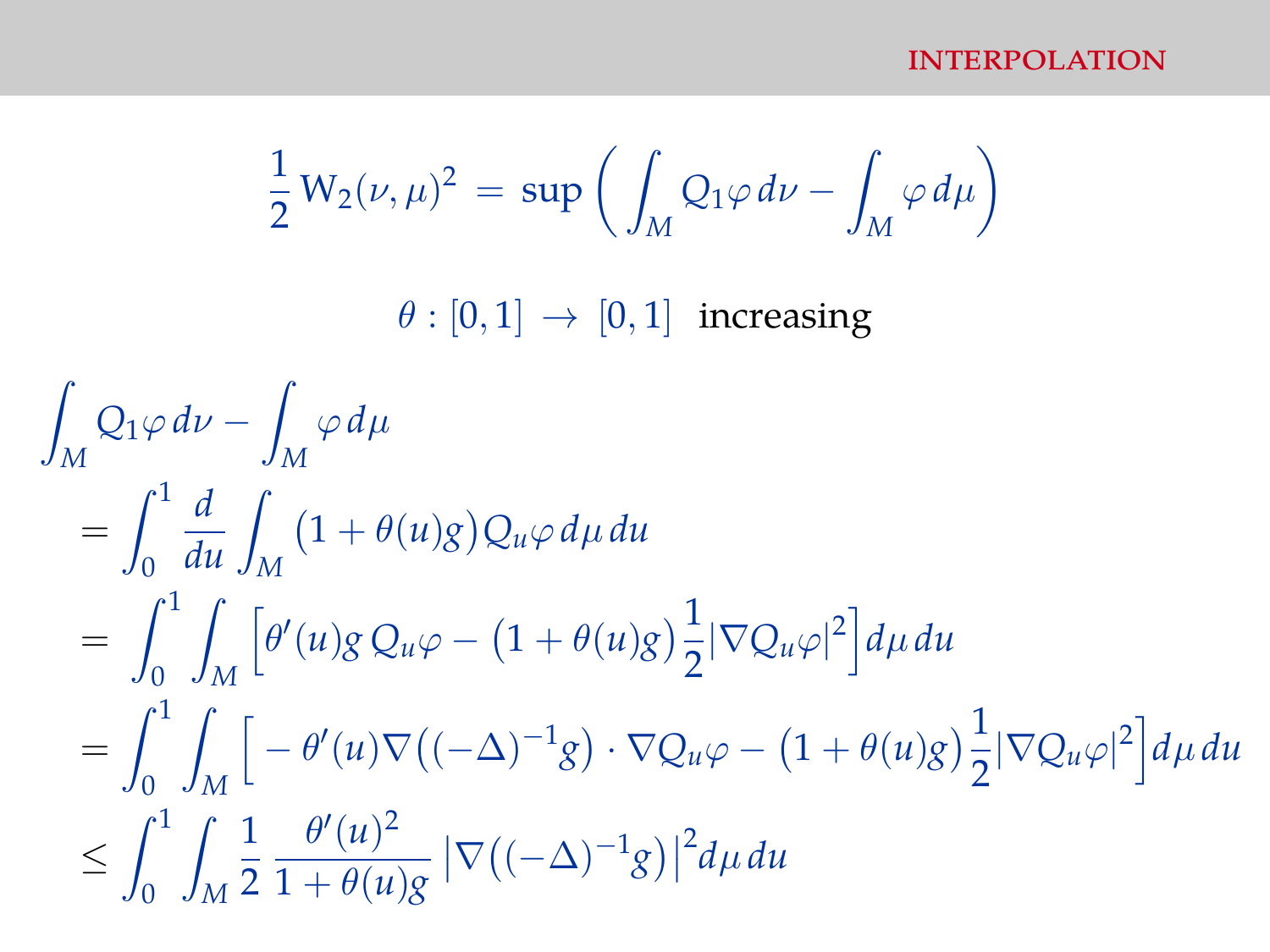## INTERPOLATION

$$\frac{1}{2}\,\mathrm{W}_2(\nu,\mu)^2 \,=\, \sup\left(\int_M Q_1\varphi\,d\nu - \int_M \varphi\,d\mu\right)$$

$$\theta : [0,1] \,\to\, [0,1] \;\; \text{increasing}$$

$$\begin{aligned}
&\int_M Q_1\varphi\,d\nu - \int_M \varphi\,d\mu \\
&\quad = \int_0^1 \frac{d}{du}\int_M \big(1+\theta(u)g\big)Q_u\varphi\,d\mu\,du \\
&\quad = \int_0^1\int_M \Big[\theta'(u)g\,Q_u\varphi - \big(1+\theta(u)g\big)\frac{1}{2}|\nabla Q_u\varphi|^2\Big]d\mu\,du \\
&\quad = \int_0^1\int_M \Big[-\theta'(u)\nabla\big((-\Delta)^{-1}g\big)\cdot\nabla Q_u\varphi - \big(1+\theta(u)g\big)\frac{1}{2}|\nabla Q_u\varphi|^2\Big]d\mu\,du \\
&\quad \leq \int_0^1\int_M \frac{1}{2}\,\frac{\theta'(u)^2}{1+\theta(u)g}\,\big|\nabla\big((-\Delta)^{-1}g\big)\big|^2 d\mu\,du
\end{aligned}$$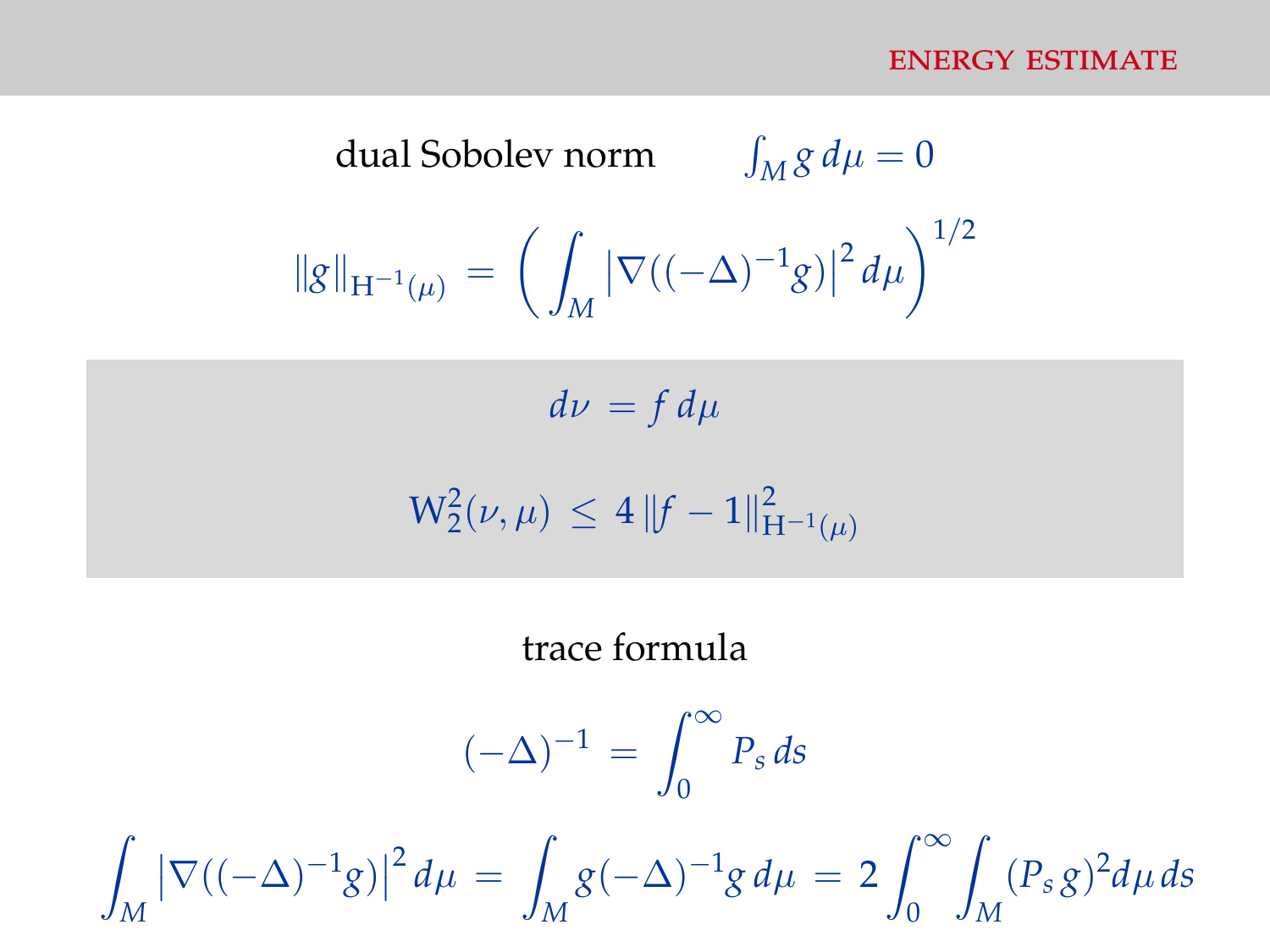## ENERGY ESTIMATE

dual Sobolev norm $\quad \int_M g \, d\mu = 0$

$$\|g\|_{\mathrm{H}^{-1}(\mu)} = \left( \int_M \left| \nabla((-\Delta)^{-1} g) \right|^2 d\mu \right)^{1/2}$$

$$d\nu = f \, d\mu$$

$$\mathrm{W}_2^2(\nu, \mu) \leq 4 \, \|f - 1\|^2_{\mathrm{H}^{-1}(\mu)}$$

trace formula

$$(-\Delta)^{-1} = \int_0^\infty P_s \, ds$$

$$\int_M \left| \nabla((-\Delta)^{-1} g) \right|^2 d\mu = \int_M g (-\Delta)^{-1} g \, d\mu = 2 \int_0^\infty \int_M (P_s g)^2 d\mu \, ds$$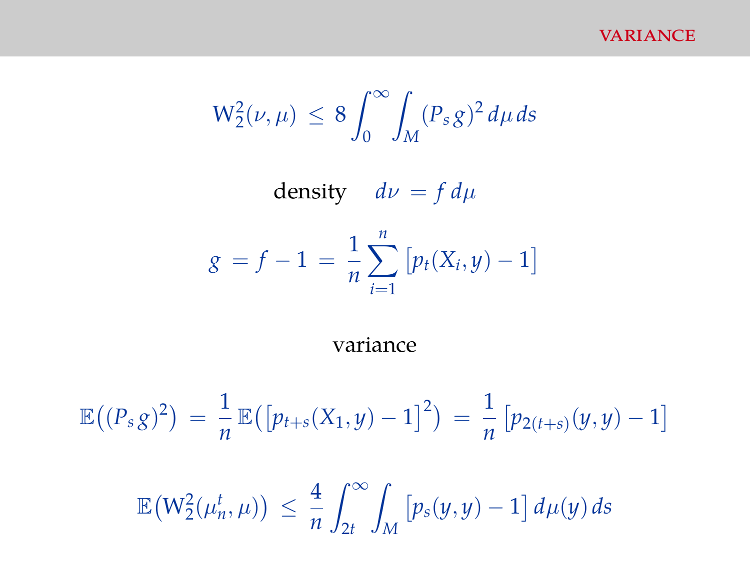## VARIANCE

$$\mathrm{W}_2^2(\nu, \mu) \;\leq\; 8 \int_0^\infty \int_M (P_s g)^2 \, d\mu \, ds$$

density $\quad d\nu \, = f \, d\mu$

$$g \, = f - 1 \, = \, \frac{1}{n} \sum_{i=1}^{n} \big[ p_t(X_i, y) - 1 \big]$$

variance

$$\mathbb{E}\big((P_s g)^2\big) \, = \, \frac{1}{n} \, \mathbb{E}\big( \big[ p_{t+s}(X_1, y) - 1 \big]^2 \big) \, = \, \frac{1}{n} \big[ p_{2(t+s)}(y, y) - 1 \big]$$

$$\mathbb{E}\big(\mathrm{W}_2^2(\mu_n^t, \mu)\big) \;\leq\; \frac{4}{n} \int_{2t}^\infty \int_M \big[ p_s(y, y) - 1 \big] \, d\mu(y) \, ds$$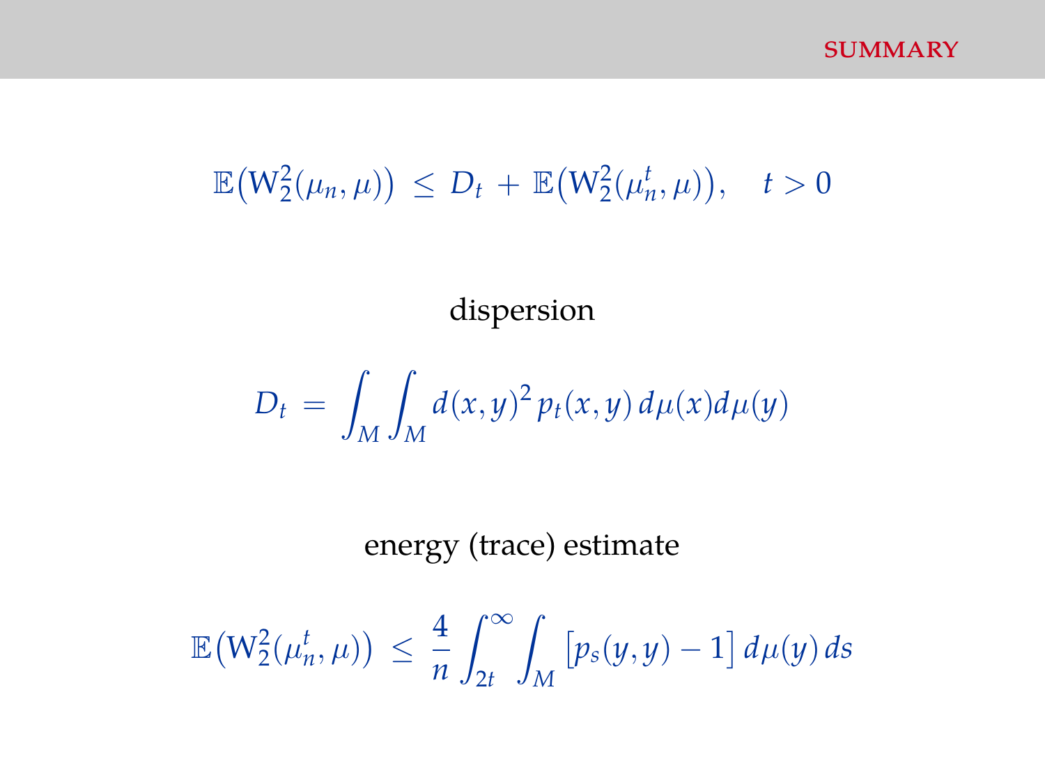## SUMMARY

$$\mathbb{E}\big(\mathrm{W}_2^2(\mu_n, \mu)\big) \;\leq\; D_t \;+\; \mathbb{E}\big(\mathrm{W}_2^2(\mu_n^t, \mu)\big), \quad t > 0$$

dispersion

$$D_t \;=\; \int_M \int_M d(x,y)^2 \, p_t(x,y) \, d\mu(x) d\mu(y)$$

energy (trace) estimate

$$\mathbb{E}\big(\mathrm{W}_2^2(\mu_n^t, \mu)\big) \;\leq\; \frac{4}{n} \int_{2t}^{\infty} \int_M \big[p_s(y,y) - 1\big] \, d\mu(y) \, ds$$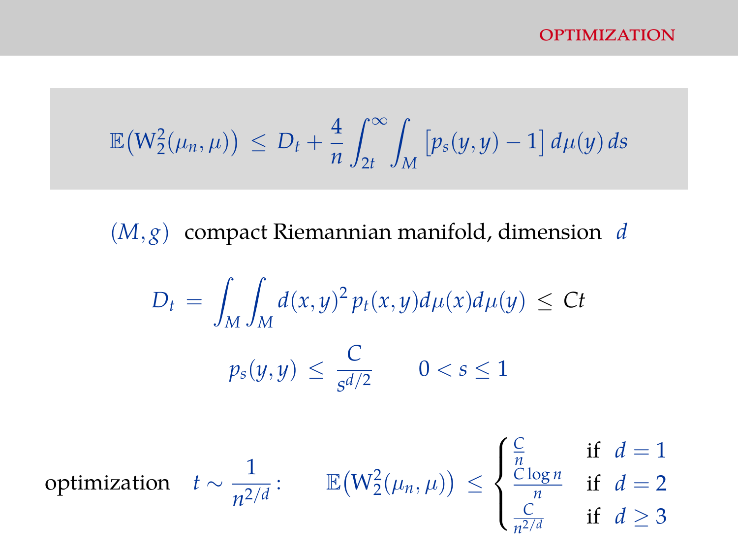## OPTIMIZATION

$$\mathbb{E}\big(\mathrm{W}_2^2(\mu_n, \mu)\big) \;\leq\; D_t + \frac{4}{n} \int_{2t}^{\infty} \int_M \big[p_s(y,y) - 1\big]\, d\mu(y)\, ds$$

$(M, g)$ compact Riemannian manifold, dimension $d$

$$D_t \;=\; \int_M \int_M d(x,y)^2\, p_t(x,y) d\mu(x) d\mu(y) \;\leq\; Ct$$

$$p_s(y,y) \;\leq\; \frac{C}{s^{d/2}} \qquad 0 < s \leq 1$$

optimization $\quad t \sim \dfrac{1}{n^{2/d}}$:

$$\mathbb{E}\big(\mathrm{W}_2^2(\mu_n, \mu)\big) \;\leq\; \begin{cases} \frac{C}{n} & \text{if } d = 1 \\ \frac{C \log n}{n} & \text{if } d = 2 \\ \frac{C}{n^{2/d}} & \text{if } d \geq 3 \end{cases}$$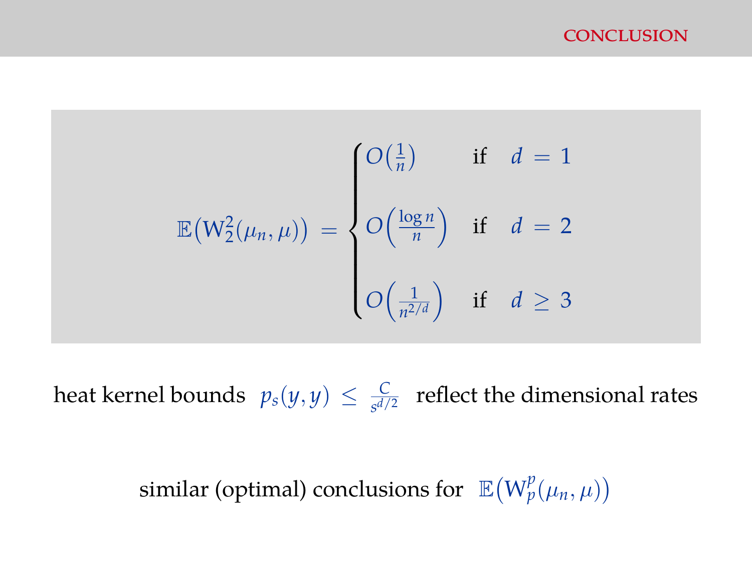## CONCLUSION

$$
\mathbb{E}\big(\mathrm{W}_2^2(\mu_n, \mu)\big) = \begin{cases} O\big(\frac{1}{n}\big) & \text{if} \quad d = 1 \\[2ex] O\Big(\frac{\log n}{n}\Big) & \text{if} \quad d = 2 \\[2ex] O\Big(\frac{1}{n^{2/d}}\Big) & \text{if} \quad d \geq 3 \end{cases}
$$

heat kernel bounds $p_s(y,y) \leq \frac{C}{s^{d/2}}$ reflect the dimensional rates

similar (optimal) conclusions for $\mathbb{E}\big(\mathrm{W}_p^p(\mu_n, \mu)\big)$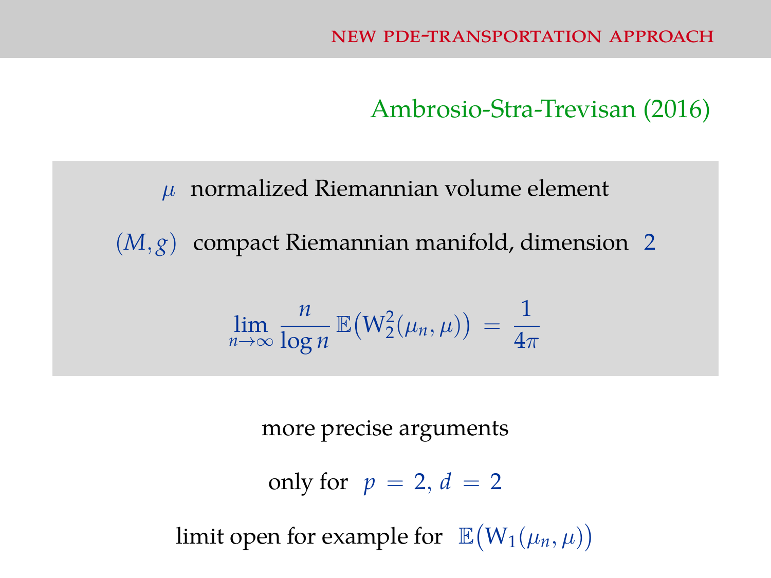## NEW PDE-TRANSPORTATION APPROACH

Ambrosio-Stra-Trevisan (2016)

$\mu$ normalized Riemannian volume element

$(M, g)$ compact Riemannian manifold, dimension $2$

$$\lim_{n \to \infty} \frac{n}{\log n} \, \mathbb{E}\big(\mathrm{W}_2^2(\mu_n, \mu)\big) \, = \, \frac{1}{4\pi}$$

more precise arguments

only for $p = 2, d = 2$

limit open for example for $\mathbb{E}\big(\mathrm{W}_1(\mu_n, \mu)\big)$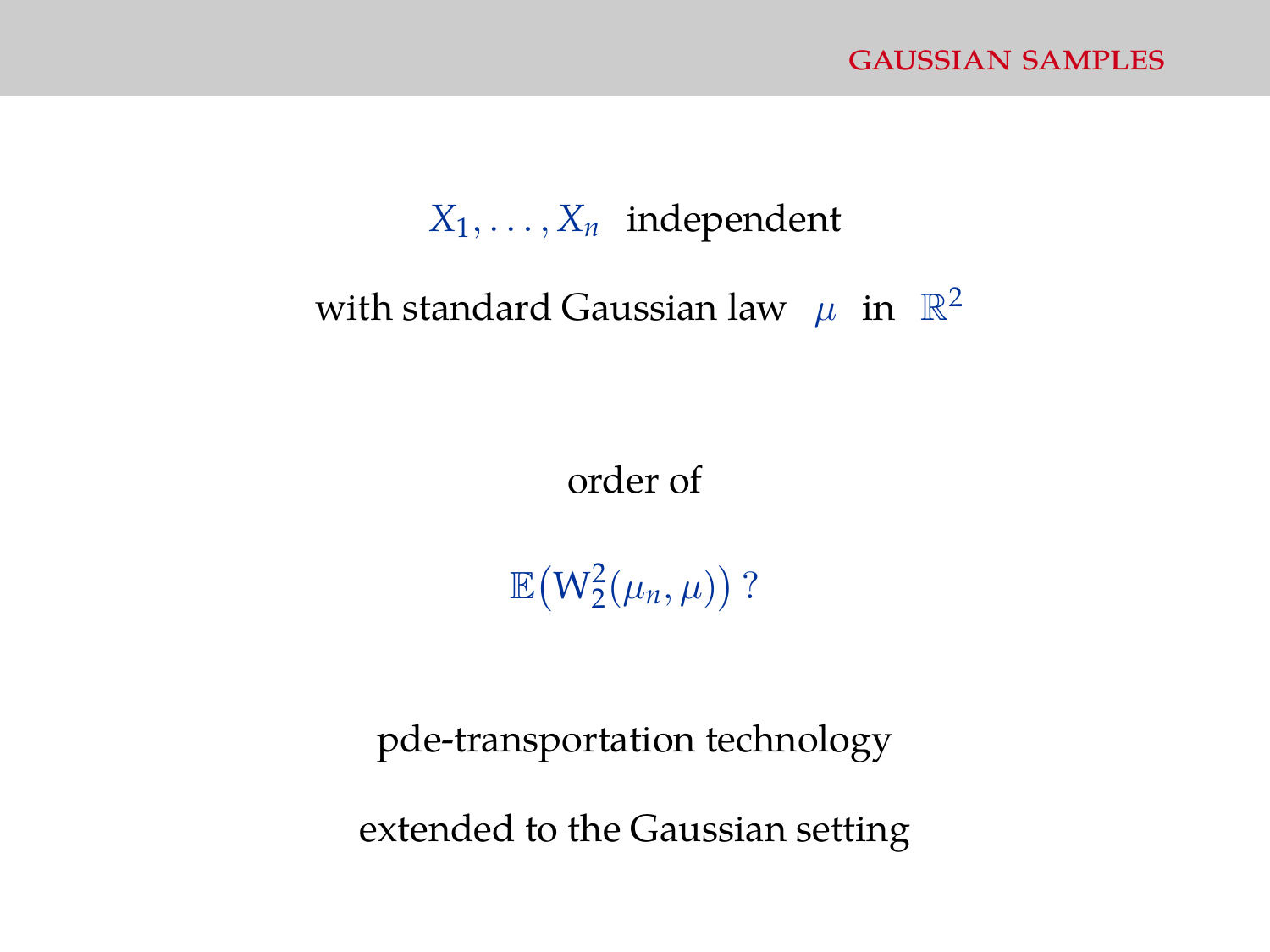## GAUSSIAN SAMPLES

$X_1, \ldots, X_n$ independent

with standard Gaussian law $\mu$ in $\mathbb{R}^2$

order of

$$\mathbb{E}\big(\mathrm{W}_2^2(\mu_n, \mu)\big)\ ?$$

pde-transportation technology

extended to the Gaussian setting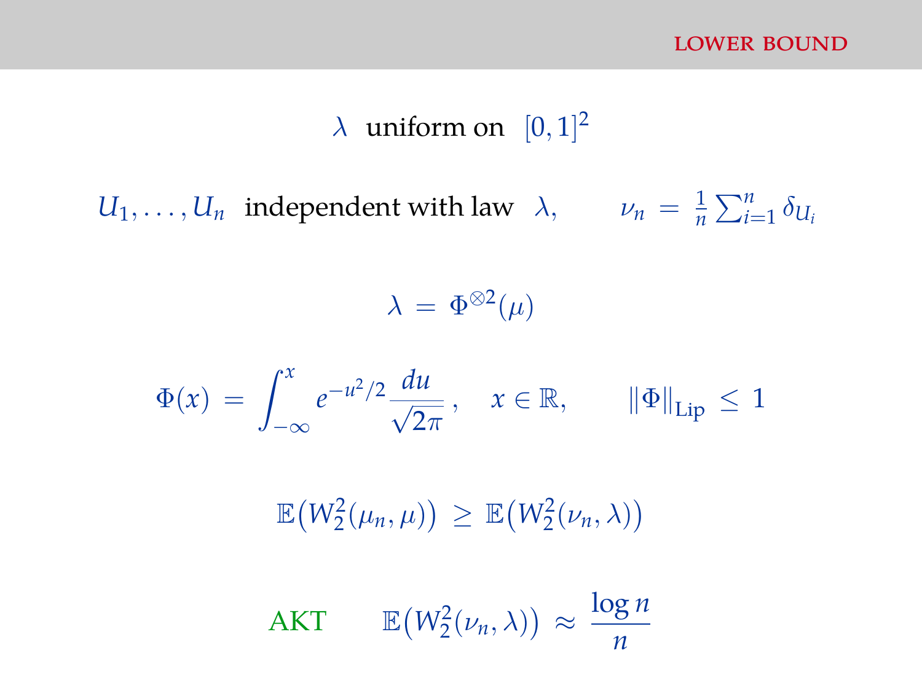## LOWER BOUND

$\lambda$ uniform on $[0,1]^2$

$U_1, \ldots, U_n$ independent with law $\lambda$, $\qquad \nu_n = \frac{1}{n}\sum_{i=1}^n \delta_{U_i}$

$$\lambda = \Phi^{\otimes 2}(\mu)$$

$$\Phi(x) = \int_{-\infty}^{x} e^{-u^2/2}\,\frac{du}{\sqrt{2\pi}}\,, \quad x \in \mathbb{R}, \qquad \|\Phi\|_{\mathrm{Lip}} \leq 1$$

$$\mathbb{E}\big(W_2^2(\mu_n, \mu)\big) \geq \mathbb{E}\big(W_2^2(\nu_n, \lambda)\big)$$

AKT $\qquad \mathbb{E}\big(W_2^2(\nu_n, \lambda)\big) \approx \dfrac{\log n}{n}$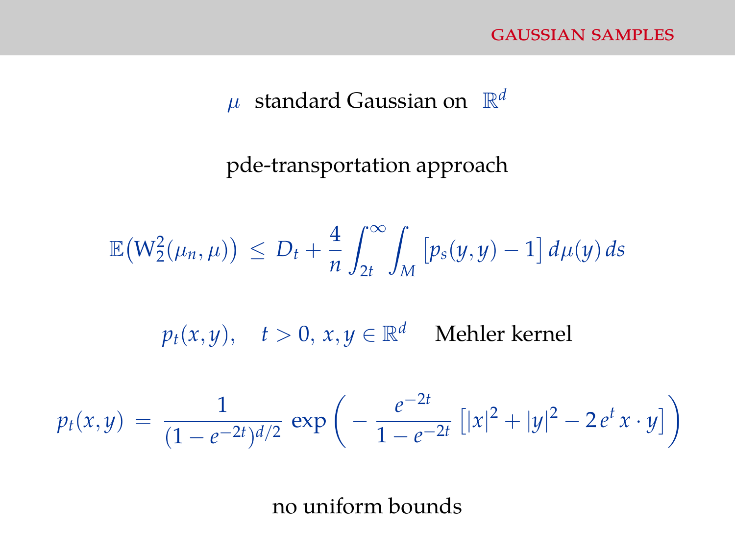## GAUSSIAN SAMPLES

$\mu$ standard Gaussian on $\mathbb{R}^d$

pde-transportation approach

$$\mathbb{E}\big(\mathrm{W}_2^2(\mu_n, \mu)\big) \,\leq\, D_t + \frac{4}{n} \int_{2t}^{\infty} \int_M \big[p_s(y,y) - 1\big]\, d\mu(y)\, ds$$

$p_t(x,y), \quad t > 0,\ x, y \in \mathbb{R}^d$ Mehler kernel

$$p_t(x,y) \,=\, \frac{1}{(1 - e^{-2t})^{d/2}} \,\exp\bigg( - \frac{e^{-2t}}{1 - e^{-2t}} \,\big[|x|^2 + |y|^2 - 2\, e^t\, x \cdot y\big] \bigg)$$

no uniform bounds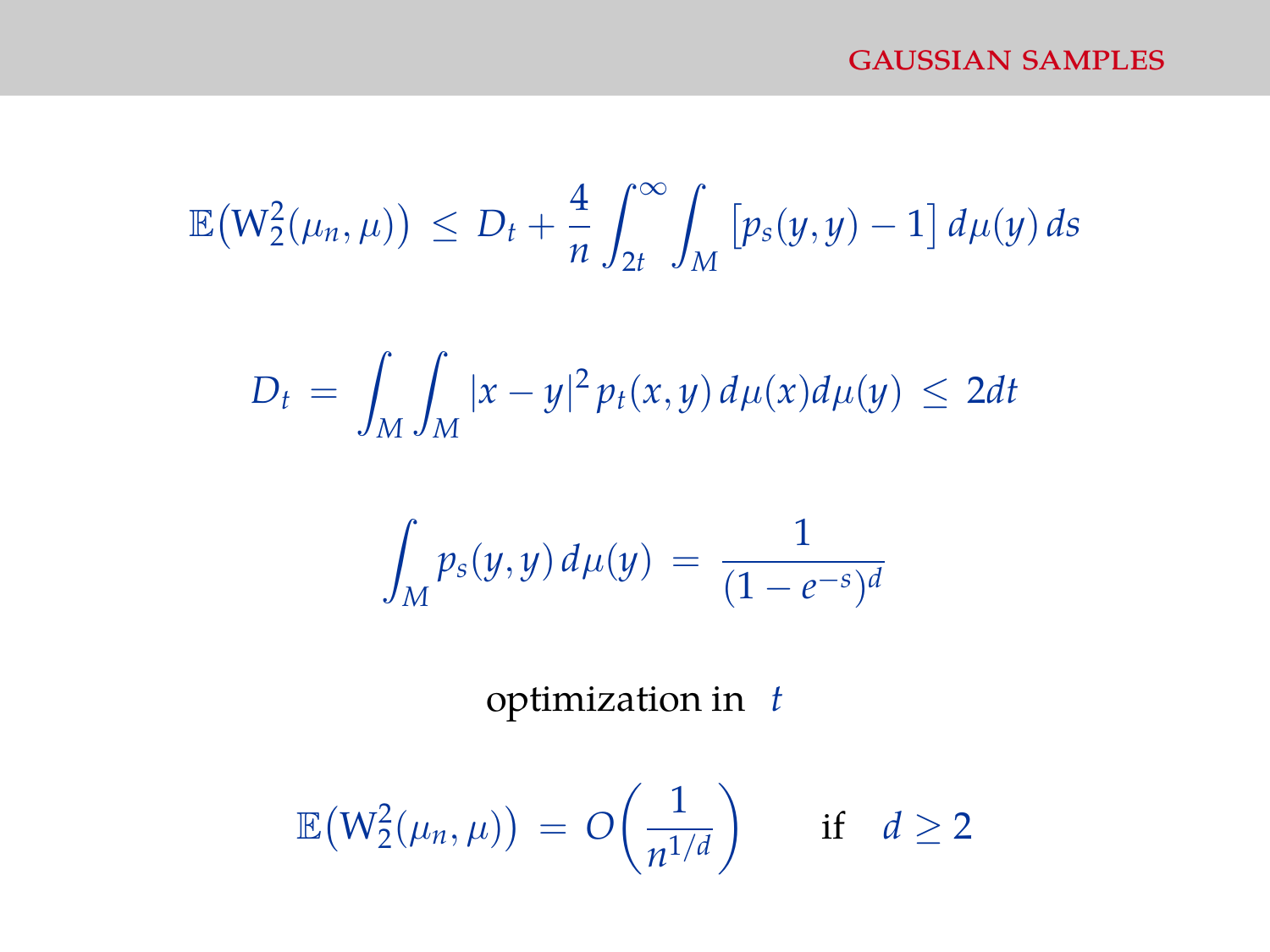## GAUSSIAN SAMPLES

$$\mathbb{E}\big(\mathrm{W}_2^2(\mu_n,\mu)\big) \;\leq\; D_t + \frac{4}{n}\int_{2t}^{\infty}\int_M \big[p_s(y,y) - 1\big]\, d\mu(y)\, ds$$

$$D_t \;=\; \int_M\int_M |x-y|^2\, p_t(x,y)\, d\mu(x) d\mu(y) \;\leq\; 2dt$$

$$\int_M p_s(y,y)\, d\mu(y) \;=\; \frac{1}{(1-e^{-s})^d}$$

optimization in $t$

$$\mathbb{E}\big(\mathrm{W}_2^2(\mu_n,\mu)\big) \;=\; O\bigg(\frac{1}{n^{1/d}}\bigg) \qquad \text{if} \quad d \geq 2$$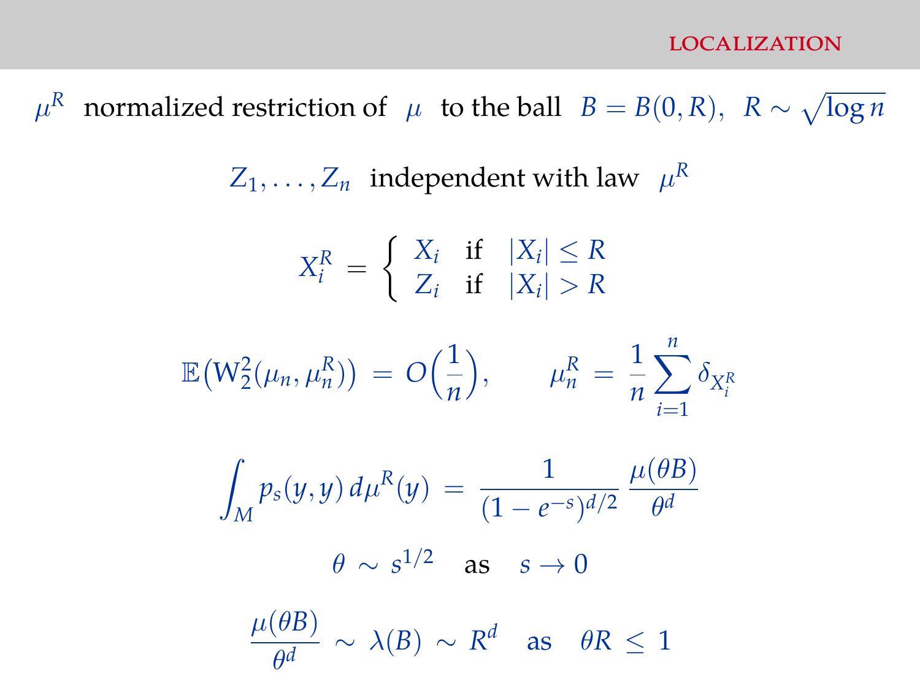## LOCALIZATION

$\mu^R$ normalized restriction of $\mu$ to the ball $B = B(0,R)$, $R \sim \sqrt{\log n}$

$Z_1, \ldots, Z_n$ independent with law $\mu^R$

$$X_i^R = \begin{cases} X_i & \text{if} \quad |X_i| \leq R \\ Z_i & \text{if} \quad |X_i| > R \end{cases}$$

$$\mathbb{E}\big(\mathrm{W}_2^2(\mu_n, \mu_n^R)\big) = O\Big(\frac{1}{n}\Big), \qquad \mu_n^R = \frac{1}{n}\sum_{i=1}^n \delta_{X_i^R}$$

$$\int_M p_s(y,y)\, d\mu^R(y) = \frac{1}{(1-e^{-s})^{d/2}} \, \frac{\mu(\theta B)}{\theta^d}$$

$$\theta \sim s^{1/2} \quad \text{as} \quad s \to 0$$

$$\frac{\mu(\theta B)}{\theta^d} \sim \lambda(B) \sim R^d \quad \text{as} \quad \theta R \leq 1$$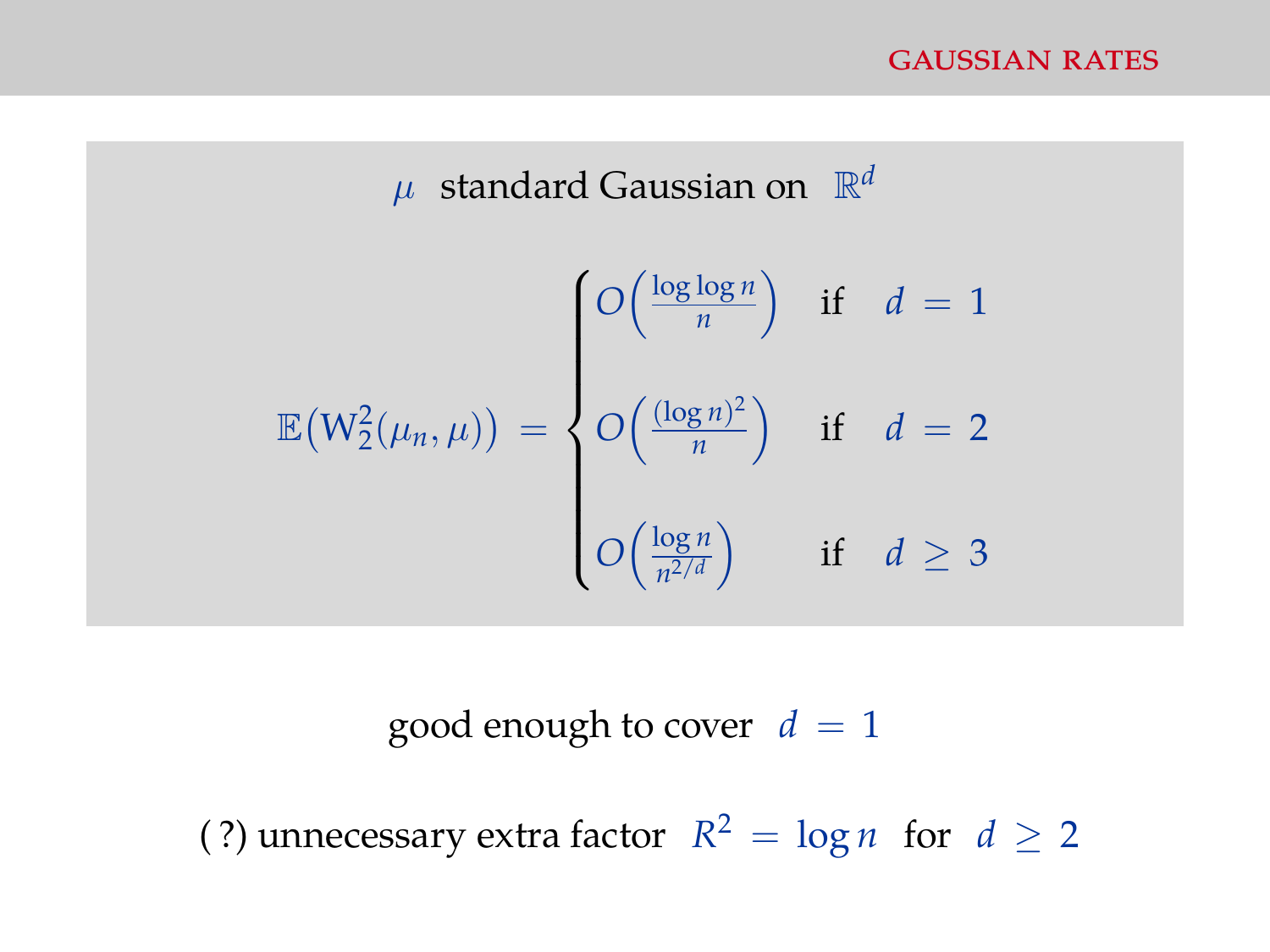## GAUSSIAN RATES

$\mu$ standard Gaussian on $\mathbb{R}^d$

$$
\mathbb{E}\big(\mathrm{W}_2^2(\mu_n, \mu)\big) = \begin{cases} O\Big(\frac{\log \log n}{n}\Big) & \text{if } \; d = 1 \\[2ex] O\Big(\frac{(\log n)^2}{n}\Big) & \text{if } \; d = 2 \\[2ex] O\Big(\frac{\log n}{n^{2/d}}\Big) & \text{if } \; d \geq 3 \end{cases}
$$

good enough to cover $d = 1$

( ?) unnecessary extra factor $R^2 = \log n$ for $d \geq 2$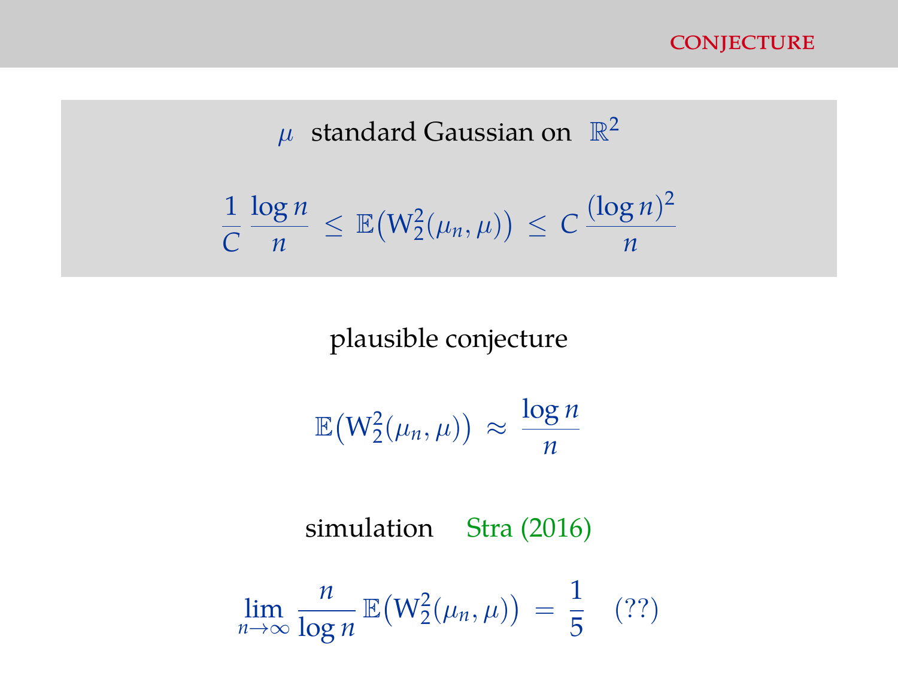# CONJECTURE

$\mu$ standard Gaussian on $\mathbb{R}^2$

$$\frac{1}{C}\,\frac{\log n}{n} \;\leq\; \mathbb{E}\big(\mathrm{W}_2^2(\mu_n,\mu)\big) \;\leq\; C\,\frac{(\log n)^2}{n}$$

plausible conjecture

$$\mathbb{E}\big(\mathrm{W}_2^2(\mu_n,\mu)\big) \;\approx\; \frac{\log n}{n}$$

simulation Stra (2016)

$$\lim_{n\to\infty} \frac{n}{\log n}\,\mathbb{E}\big(\mathrm{W}_2^2(\mu_n,\mu)\big) \;=\; \frac{1}{5} \quad (??)$$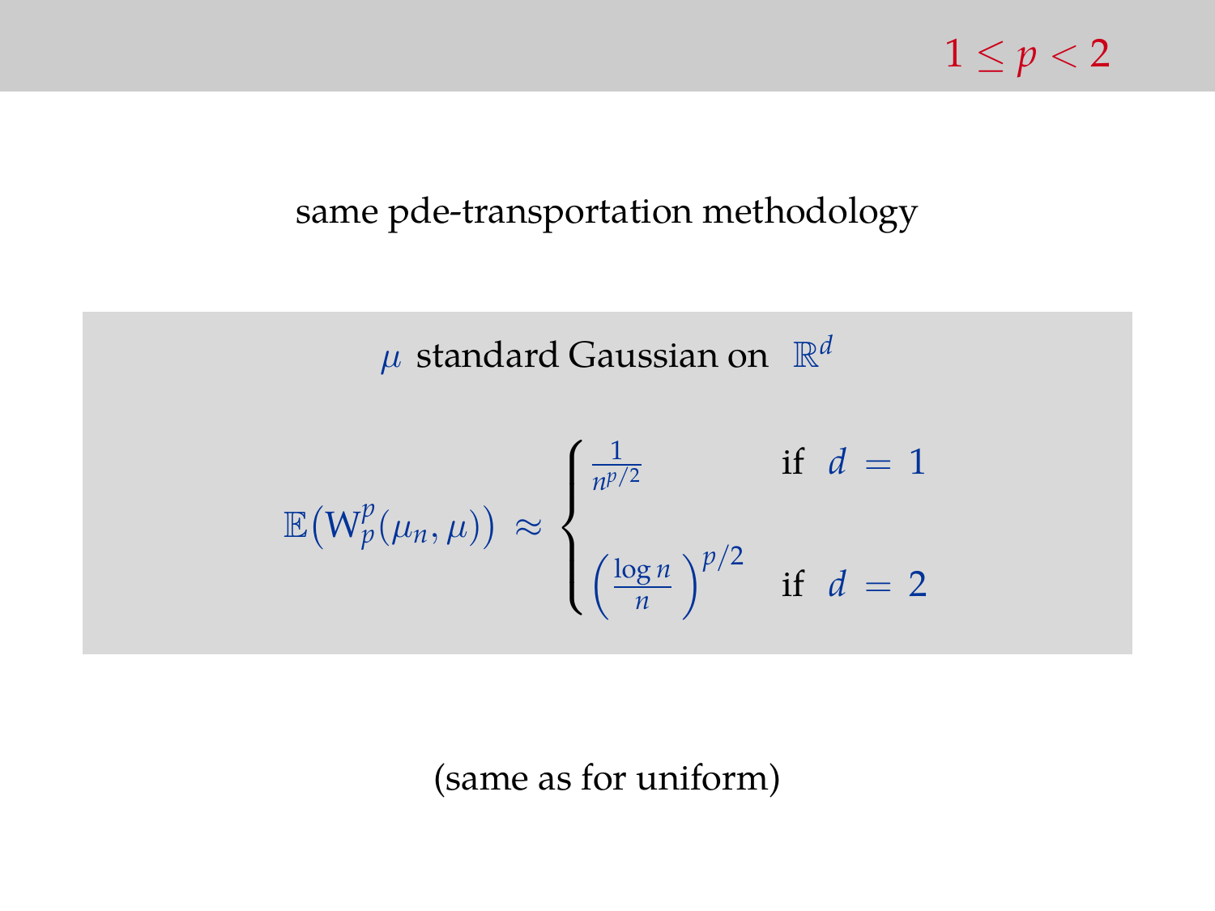## $1 \leq p < 2$

same pde-transportation methodology

$\mu$ standard Gaussian on $\mathbb{R}^d$

$$
\mathbb{E}\big(\mathrm{W}_p^p(\mu_n, \mu)\big) \approx \begin{cases} \frac{1}{n^{p/2}} & \text{if } d = 1 \\[2ex] \left(\frac{\log n}{n}\right)^{p/2} & \text{if } d = 2 \end{cases}
$$

(same as for uniform)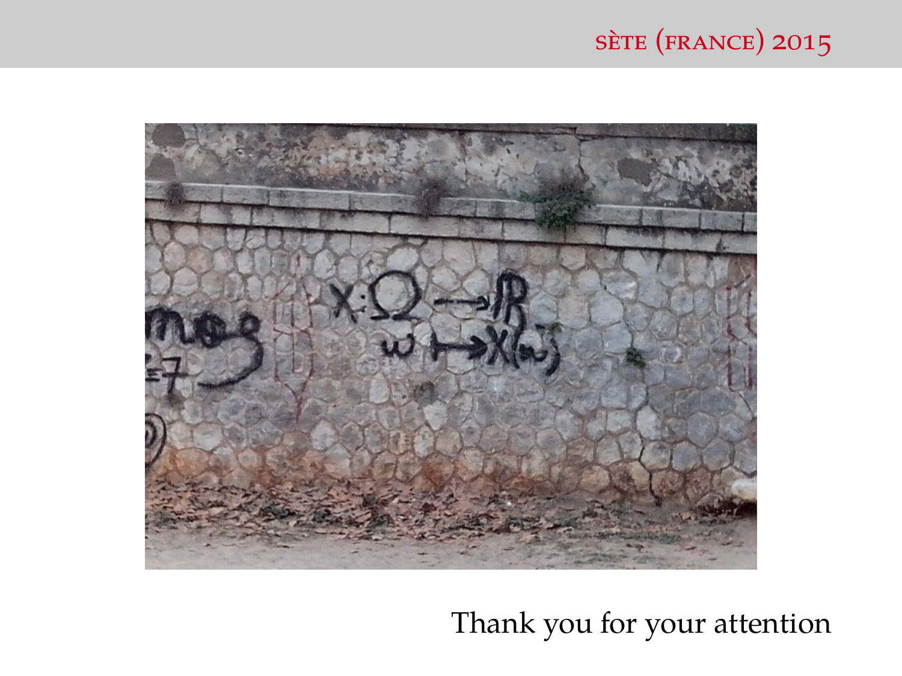Thank you for your attention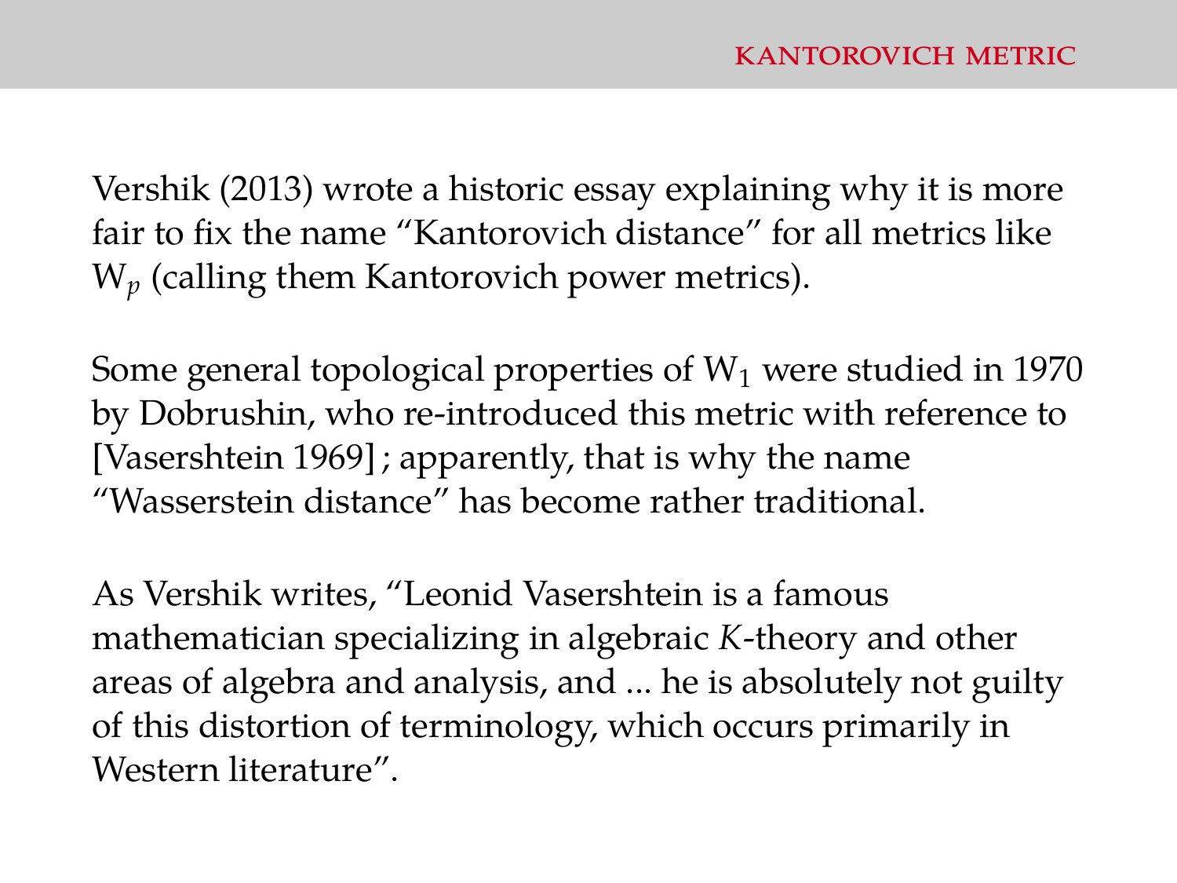Vershik (2013) wrote a historic essay explaining why it is more fair to fix the name “Kantorovich distance” for all metrics like $W_p$ (calling them Kantorovich power metrics).

Some general topological properties of $W_1$ were studied in 1970 by Dobrushin, who re-introduced this metric with reference to [Vasershtein 1969] ; apparently, that is why the name “Wasserstein distance” has become rather traditional.

As Vershik writes, “Leonid Vasershtein is a famous mathematician specializing in algebraic *K*-theory and other areas of algebra and analysis, and ... he is absolutely not guilty of this distortion of terminology, which occurs primarily in Western literature”.